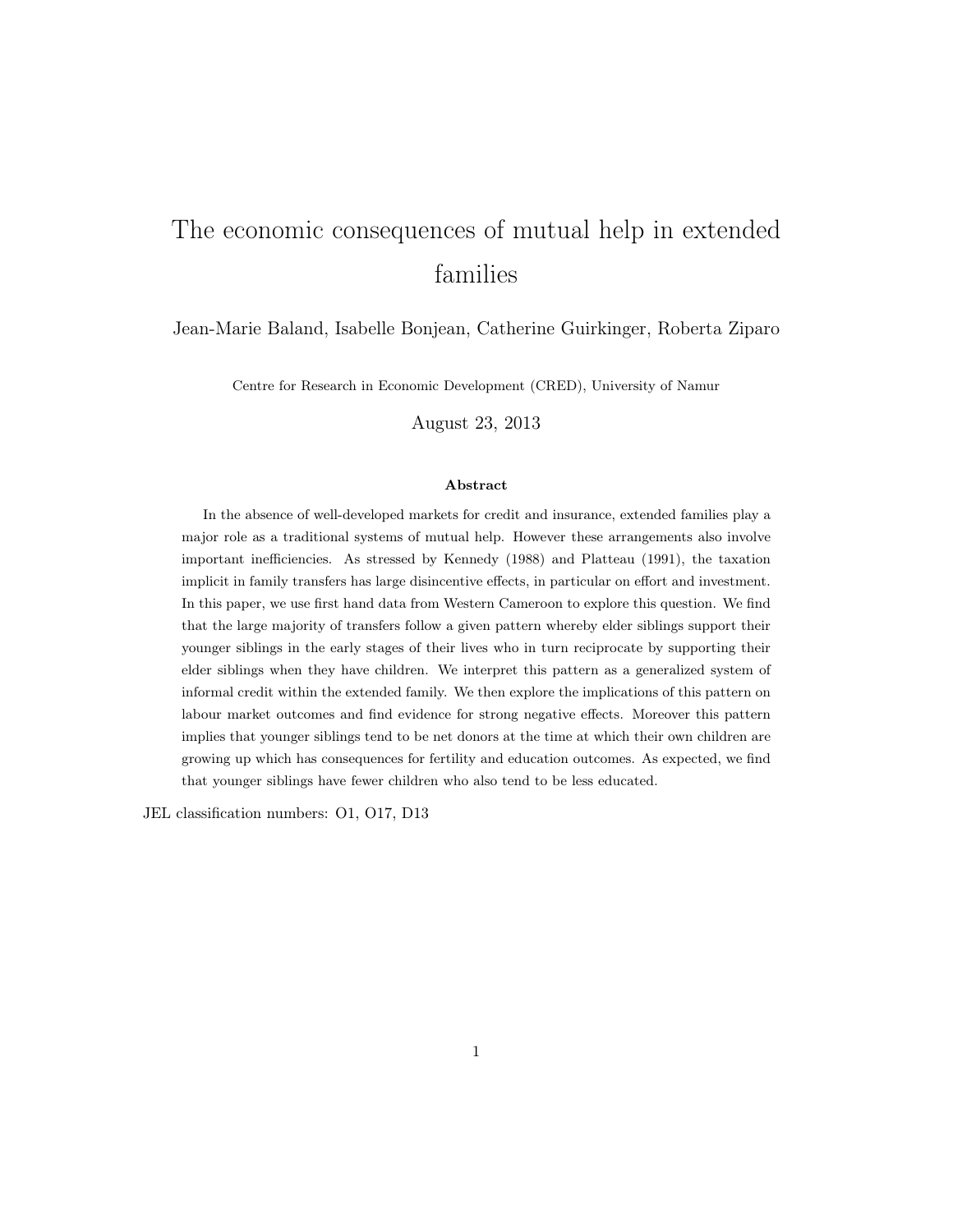# The economic consequences of mutual help in extended families

Jean-Marie Baland, Isabelle Bonjean, Catherine Guirkinger, Roberta Ziparo

Centre for Research in Economic Development (CRED), University of Namur

August 23, 2013

### Abstract

In the absence of well-developed markets for credit and insurance, extended families play a major role as a traditional systems of mutual help. However these arrangements also involve important inefficiencies. As stressed by Kennedy (1988) and Platteau (1991), the taxation implicit in family transfers has large disincentive effects, in particular on effort and investment. In this paper, we use first hand data from Western Cameroon to explore this question. We find that the large majority of transfers follow a given pattern whereby elder siblings support their younger siblings in the early stages of their lives who in turn reciprocate by supporting their elder siblings when they have children. We interpret this pattern as a generalized system of informal credit within the extended family. We then explore the implications of this pattern on labour market outcomes and find evidence for strong negative effects. Moreover this pattern implies that younger siblings tend to be net donors at the time at which their own children are growing up which has consequences for fertility and education outcomes. As expected, we find that younger siblings have fewer children who also tend to be less educated.

JEL classification numbers: O1, O17, D13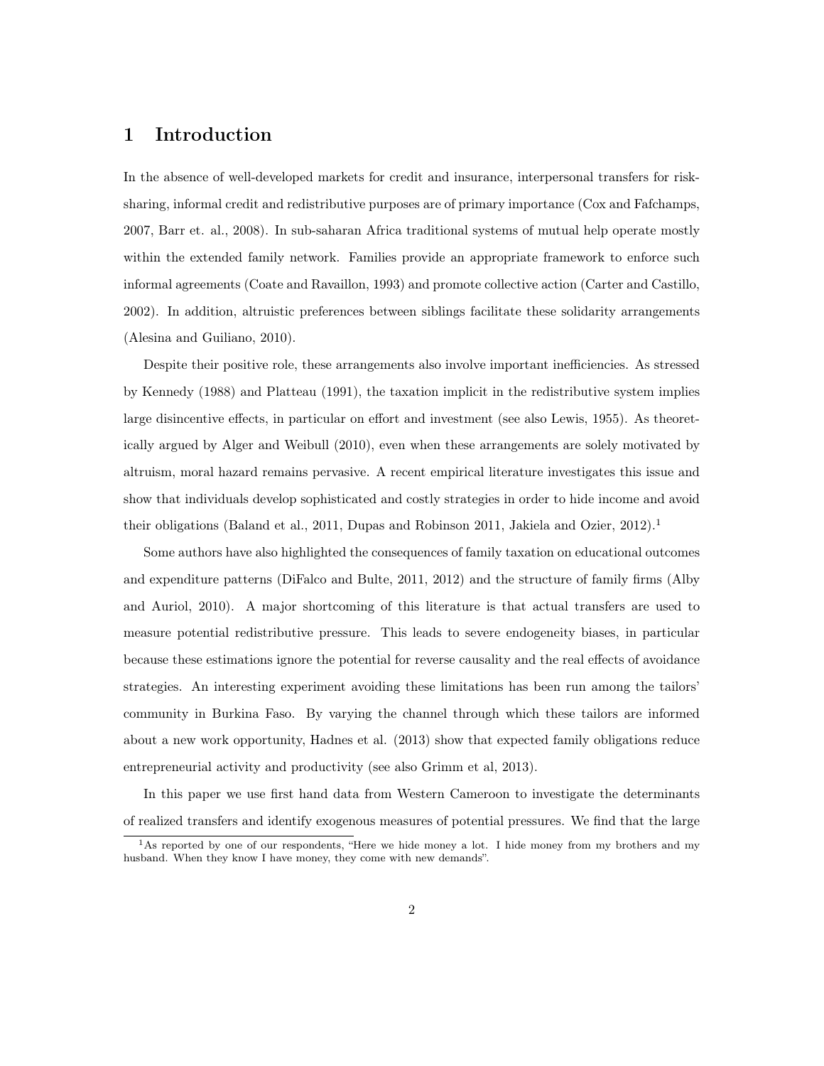# 1 Introduction

In the absence of well-developed markets for credit and insurance, interpersonal transfers for risk-sharing, informal credit and redistributive purposes are of primary importance (Cox and Fafchamps, 2007, Barr et. al., 2008). In sub-saharan Africa traditional systems of mutual help operate mostly within the extended family network. Families provide an appropriate framework to enforce such informal agreements (Coate and Ravaillon, 1993) and promote collective action (Carter and Castillo, 2002). In addition, altruistic preferences between siblings facilitate these solidarity arrangements (Alesina and Guiliano, 2010).

Despite their positive role, these arrangements also involve important inefficiencies. As stressed by Kennedy (1988) and Platteau (1991), the taxation implicit in the redistributive system implies large disincentive effects, in particular on effort and investment (see also Lewis, 1955). As theoretically argued by Alger and Weibull (2010), even when these arrangements are solely motivated by altruism, moral hazard remains pervasive. A recent empirical literature investigates this issue and show that individuals develop sophisticated and costly strategies in order to hide income and avoid their obligations (Baland et al., 2011, Dupas and Robinson 2011, Jakiela and Ozier, 2012).[1]

Some authors have also highlighted the consequences of family taxation on educational outcomes and expenditure patterns (DiFalco and Bulte, 2011, 2012) and the structure of family firms (Alby and Auriol, 2010). A major shortcoming of this literature is that actual transfers are used to measure potential redistributive pressure. This leads to severe endogeneity biases, in particular because these estimations ignore the potential for reverse causality and the real effects of avoidance strategies. An interesting experiment avoiding these limitations has been run among the tailors' community in Burkina Faso. By varying the channel through which these tailors are informed about a new work opportunity, Hadnes et al. (2013) show that expected family obligations reduce entrepreneurial activity and productivity (see also Grimm et al, 2013).

In this paper we use first hand data from Western Cameroon to investigate the determinants of realized transfers and identify exogenous measures of potential pressures. We find that the large

[1] As reported by one of our respondents, "Here we hide money a lot. I hide money from my brothers and my husband. When they know I have money, they come with new demands".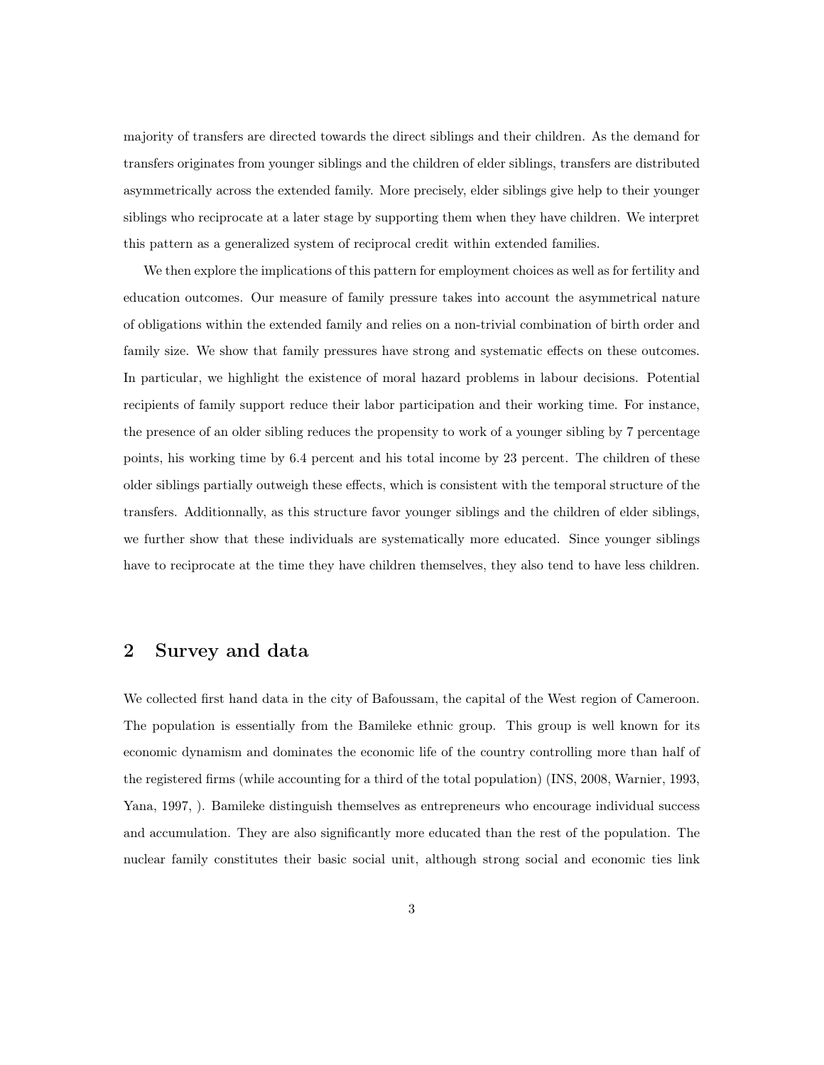majority of transfers are directed towards the direct siblings and their children. As the demand for transfers originates from younger siblings and the children of elder siblings, transfers are distributed asymmetrically across the extended family. More precisely, elder siblings give help to their younger siblings who reciprocate at a later stage by supporting them when they have children. We interpret this pattern as a generalized system of reciprocal credit within extended families.

We then explore the implications of this pattern for employment choices as well as for fertility and education outcomes. Our measure of family pressure takes into account the asymmetrical nature of obligations within the extended family and relies on a non-trivial combination of birth order and family size. We show that family pressures have strong and systematic effects on these outcomes. In particular, we highlight the existence of moral hazard problems in labour decisions. Potential recipients of family support reduce their labor participation and their working time. For instance, the presence of an older sibling reduces the propensity to work of a younger sibling by 7 percentage points, his working time by 6.4 percent and his total income by 23 percent. The children of these older siblings partially outweigh these effects, which is consistent with the temporal structure of the transfers. Additionnally, as this structure favor younger siblings and the children of elder siblings, we further show that these individuals are systematically more educated. Since younger siblings have to reciprocate at the time they have children themselves, they also tend to have less children.

## 2 Survey and data

We collected first hand data in the city of Bafoussam, the capital of the West region of Cameroon. The population is essentially from the Bamileke ethnic group. This group is well known for its economic dynamism and dominates the economic life of the country controlling more than half of the registered firms (while accounting for a third of the total population) (INS, 2008, Warnier, 1993, Yana, 1997, ). Bamileke distinguish themselves as entrepreneurs who encourage individual success and accumulation. They are also significantly more educated than the rest of the population. The nuclear family constitutes their basic social unit, although strong social and economic ties link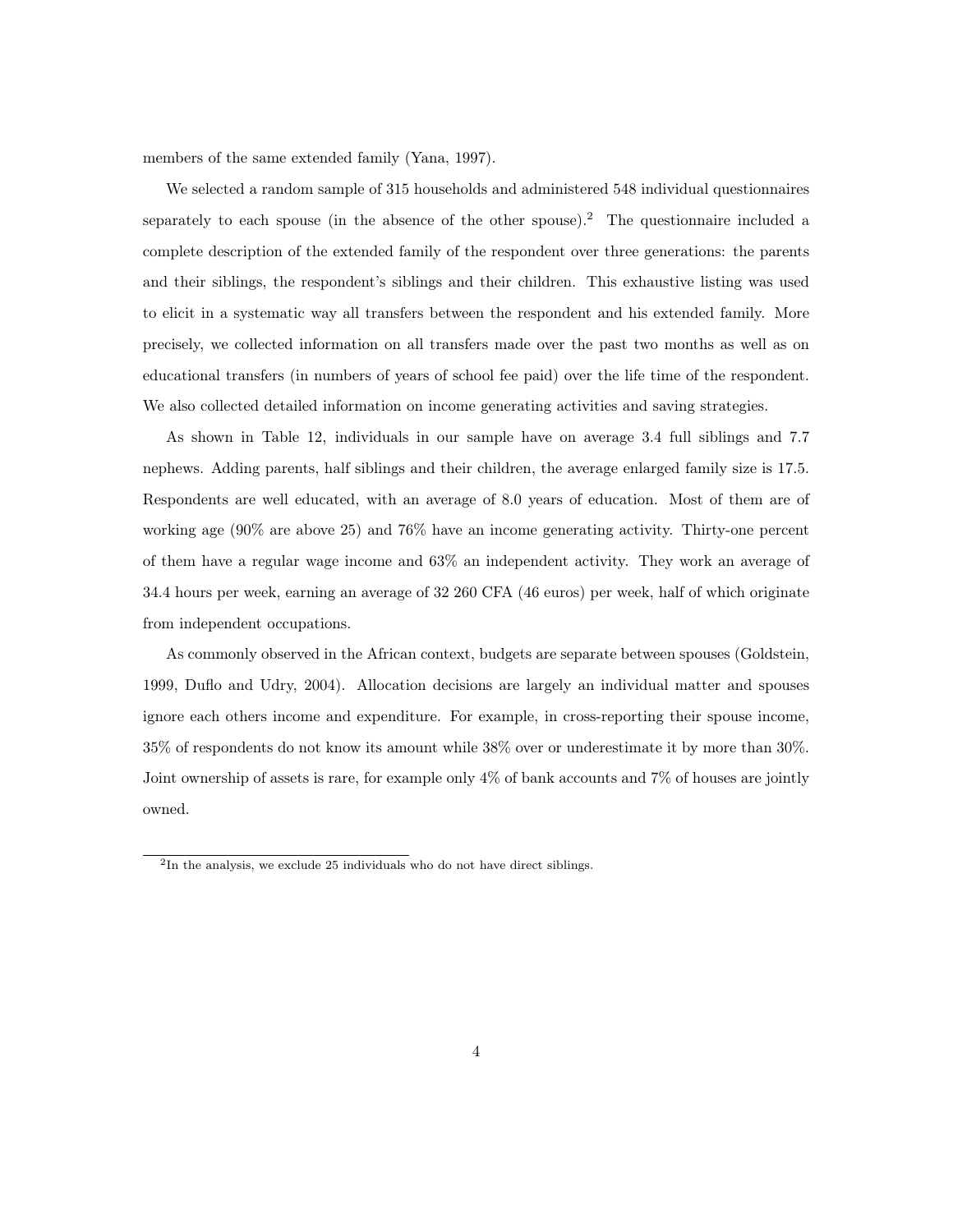members of the same extended family (Yana, 1997).

We selected a random sample of 315 households and administered 548 individual questionnaires separately to each spouse (in the absence of the other spouse).[2] The questionnaire included a complete description of the extended family of the respondent over three generations: the parents and their siblings, the respondent's siblings and their children. This exhaustive listing was used to elicit in a systematic way all transfers between the respondent and his extended family. More precisely, we collected information on all transfers made over the past two months as well as on educational transfers (in numbers of years of school fee paid) over the life time of the respondent. We also collected detailed information on income generating activities and saving strategies.

As shown in Table 12, individuals in our sample have on average 3.4 full siblings and 7.7 nephews. Adding parents, half siblings and their children, the average enlarged family size is 17.5. Respondents are well educated, with an average of 8.0 years of education. Most of them are of working age (90% are above 25) and 76% have an income generating activity. Thirty-one percent of them have a regular wage income and 63% an independent activity. They work an average of 34.4 hours per week, earning an average of 32 260 CFA (46 euros) per week, half of which originate from independent occupations.

As commonly observed in the African context, budgets are separate between spouses (Goldstein, 1999, Duflo and Udry, 2004). Allocation decisions are largely an individual matter and spouses ignore each others income and expenditure. For example, in cross-reporting their spouse income, 35% of respondents do not know its amount while 38% over or underestimate it by more than 30%. Joint ownership of assets is rare, for example only 4% of bank accounts and 7% of houses are jointly owned.

[2] In the analysis, we exclude 25 individuals who do not have direct siblings.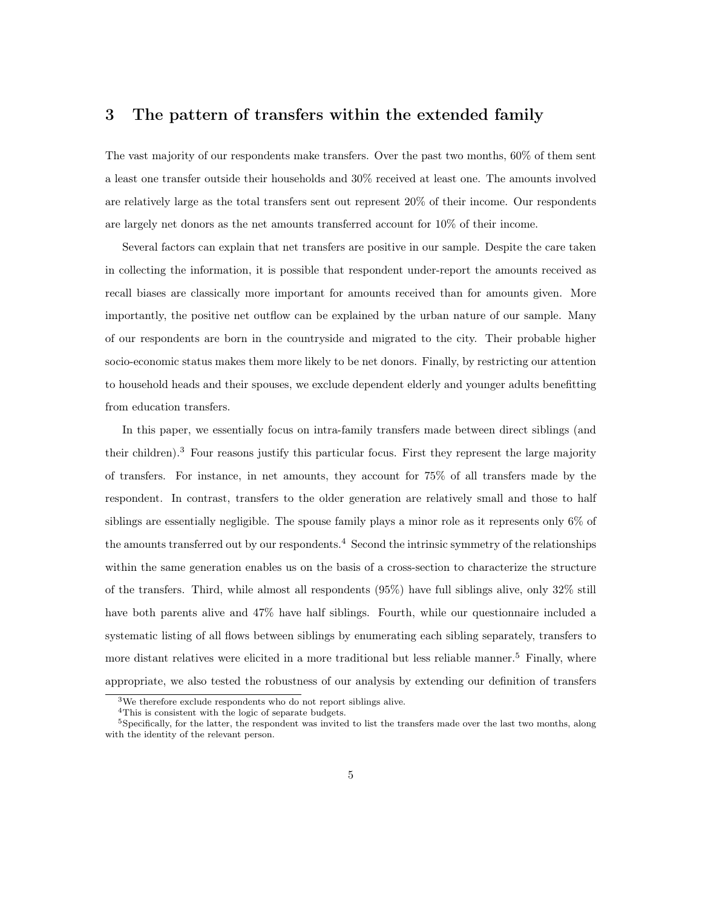## 3 The pattern of transfers within the extended family

The vast majority of our respondents make transfers. Over the past two months, 60% of them sent a least one transfer outside their households and 30% received at least one. The amounts involved are relatively large as the total transfers sent out represent 20% of their income. Our respondents are largely net donors as the net amounts transferred account for 10% of their income.

Several factors can explain that net transfers are positive in our sample. Despite the care taken in collecting the information, it is possible that respondent under-report the amounts received as recall biases are classically more important for amounts received than for amounts given. More importantly, the positive net outflow can be explained by the urban nature of our sample. Many of our respondents are born in the countryside and migrated to the city. Their probable higher socio-economic status makes them more likely to be net donors. Finally, by restricting our attention to household heads and their spouses, we exclude dependent elderly and younger adults benefitting from education transfers.

In this paper, we essentially focus on intra-family transfers made between direct siblings (and their children).[3] Four reasons justify this particular focus. First they represent the large majority of transfers. For instance, in net amounts, they account for 75% of all transfers made by the respondent. In contrast, transfers to the older generation are relatively small and those to half siblings are essentially negligible. The spouse family plays a minor role as it represents only 6% of the amounts transferred out by our respondents.[4] Second the intrinsic symmetry of the relationships within the same generation enables us on the basis of a cross-section to characterize the structure of the transfers. Third, while almost all respondents (95%) have full siblings alive, only 32% still have both parents alive and 47% have half siblings. Fourth, while our questionnaire included a systematic listing of all flows between siblings by enumerating each sibling separately, transfers to more distant relatives were elicited in a more traditional but less reliable manner.[5] Finally, where appropriate, we also tested the robustness of our analysis by extending our definition of transfers

[3] We therefore exclude respondents who do not report siblings alive.

[4] This is consistent with the logic of separate budgets.

[5] Specifically, for the latter, the respondent was invited to list the transfers made over the last two months, along with the identity of the relevant person.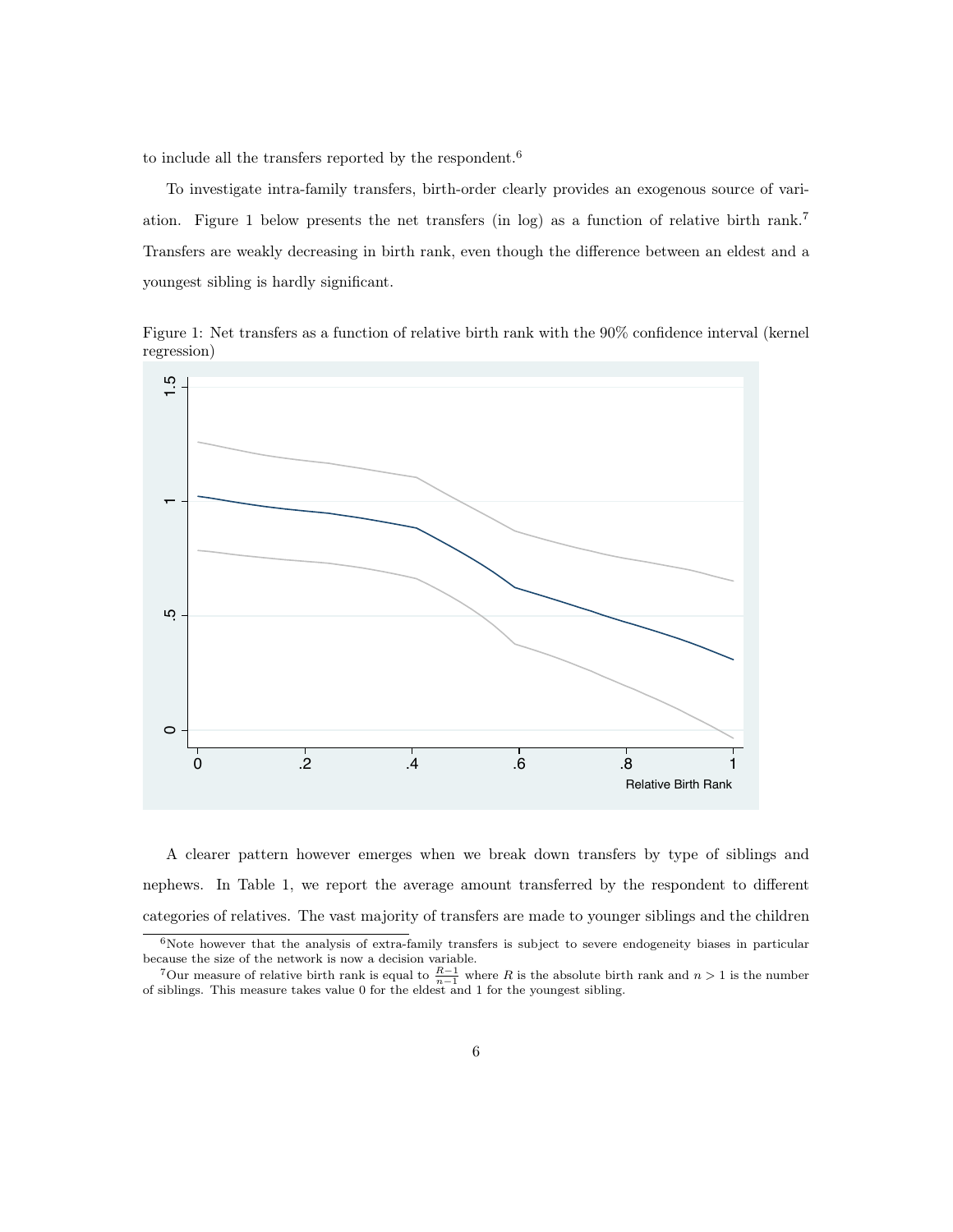to include all the transfers reported by the respondent.[6]

To investigate intra-family transfers, birth-order clearly provides an exogenous source of variation. Figure 1 below presents the net transfers (in log) as a function of relative birth rank.[7] Transfers are weakly decreasing in birth rank, even though the difference between an eldest and a youngest sibling is hardly significant.

Figure 1: Net transfers as a function of relative birth rank with the 90% confidence interval (kernel regression)

A clearer pattern however emerges when we break down transfers by type of siblings and nephews. In Table 1, we report the average amount transferred by the respondent to different categories of relatives. The vast majority of transfers are made to younger siblings and the children

[6] Note however that the analysis of extra-family transfers is subject to severe endogeneity biases in particular because the size of the network is now a decision variable.

[7] Our measure of relative birth rank is equal to $\frac{R-1}{n-1}$ where $R$ is the absolute birth rank and $n > 1$ is the number of siblings. This measure takes value 0 for the eldest and 1 for the youngest sibling.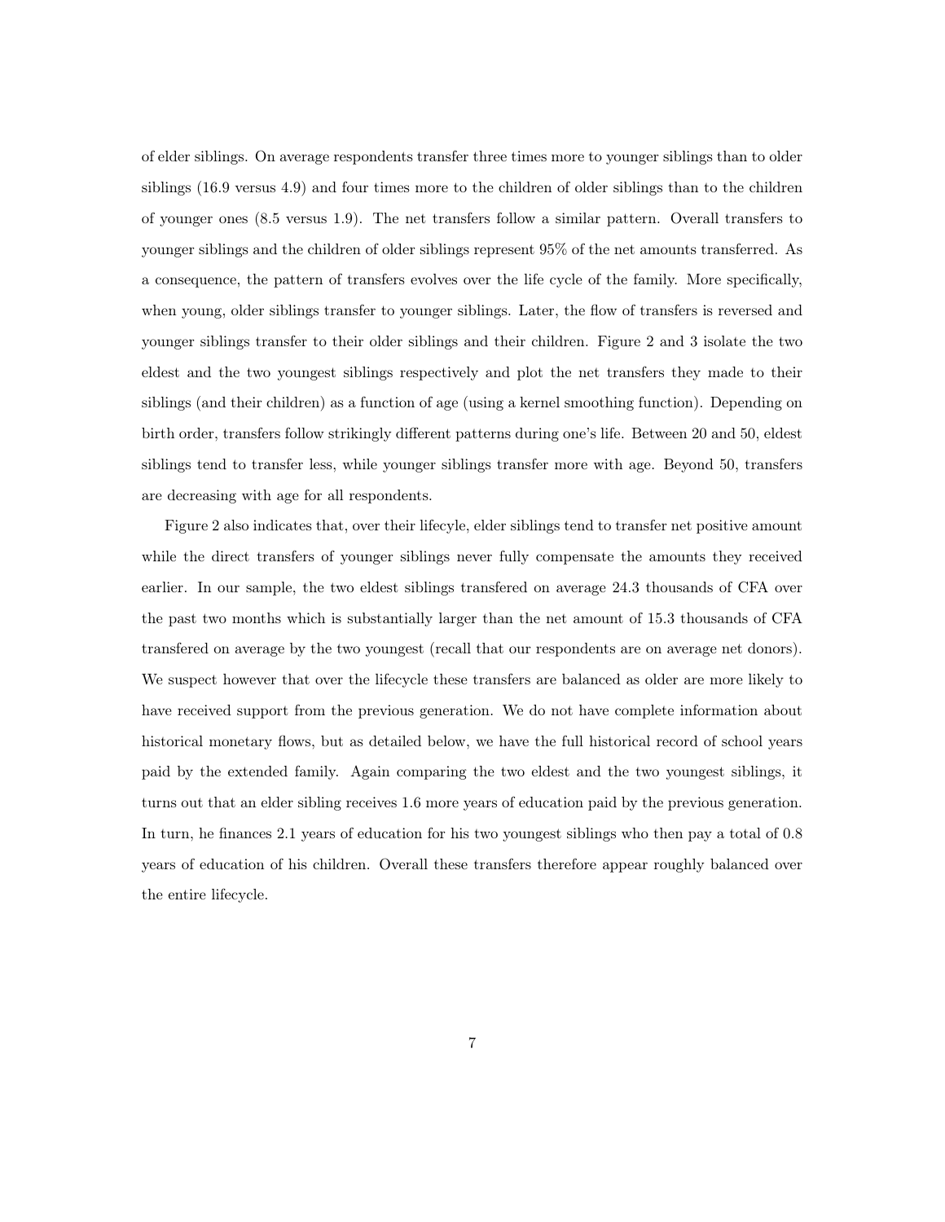of elder siblings. On average respondents transfer three times more to younger siblings than to older siblings (16.9 versus 4.9) and four times more to the children of older siblings than to the children of younger ones (8.5 versus 1.9). The net transfers follow a similar pattern. Overall transfers to younger siblings and the children of older siblings represent 95% of the net amounts transferred. As a consequence, the pattern of transfers evolves over the life cycle of the family. More specifically, when young, older siblings transfer to younger siblings. Later, the flow of transfers is reversed and younger siblings transfer to their older siblings and their children. Figure 2 and 3 isolate the two eldest and the two youngest siblings respectively and plot the net transfers they made to their siblings (and their children) as a function of age (using a kernel smoothing function). Depending on birth order, transfers follow strikingly different patterns during one's life. Between 20 and 50, eldest siblings tend to transfer less, while younger siblings transfer more with age. Beyond 50, transfers are decreasing with age for all respondents.

Figure 2 also indicates that, over their lifecyle, elder siblings tend to transfer net positive amount while the direct transfers of younger siblings never fully compensate the amounts they received earlier. In our sample, the two eldest siblings transfered on average 24.3 thousands of CFA over the past two months which is substantially larger than the net amount of 15.3 thousands of CFA transfered on average by the two youngest (recall that our respondents are on average net donors). We suspect however that over the lifecycle these transfers are balanced as older are more likely to have received support from the previous generation. We do not have complete information about historical monetary flows, but as detailed below, we have the full historical record of school years paid by the extended family. Again comparing the two eldest and the two youngest siblings, it turns out that an elder sibling receives 1.6 more years of education paid by the previous generation. In turn, he finances 2.1 years of education for his two youngest siblings who then pay a total of 0.8 years of education of his children. Overall these transfers therefore appear roughly balanced over the entire lifecycle.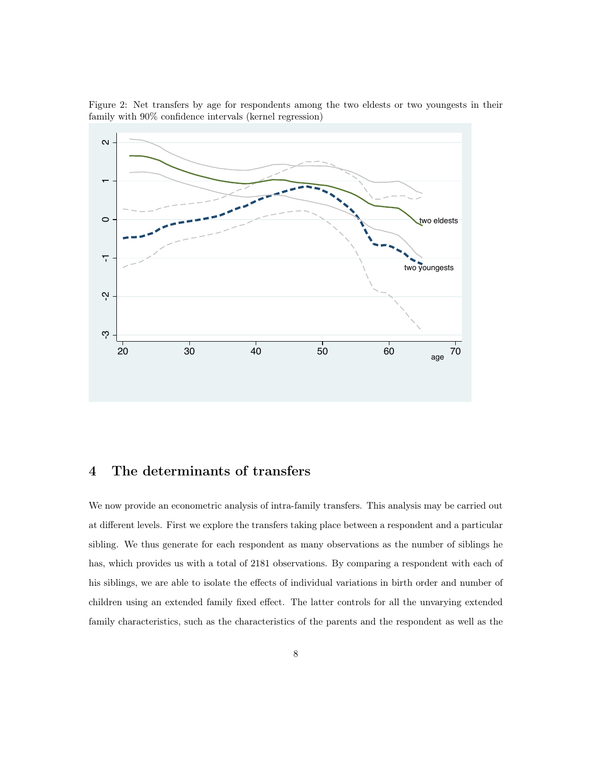Figure 2: Net transfers by age for respondents among the two eldests or two youngests in their family with 90% confidence intervals (kernel regression)

## 4 The determinants of transfers

We now provide an econometric analysis of intra-family transfers. This analysis may be carried out at different levels. First we explore the transfers taking place between a respondent and a particular sibling. We thus generate for each respondent as many observations as the number of siblings he has, which provides us with a total of 2181 observations. By comparing a respondent with each of his siblings, we are able to isolate the effects of individual variations in birth order and number of children using an extended family fixed effect. The latter controls for all the unvarying extended family characteristics, such as the characteristics of the parents and the respondent as well as the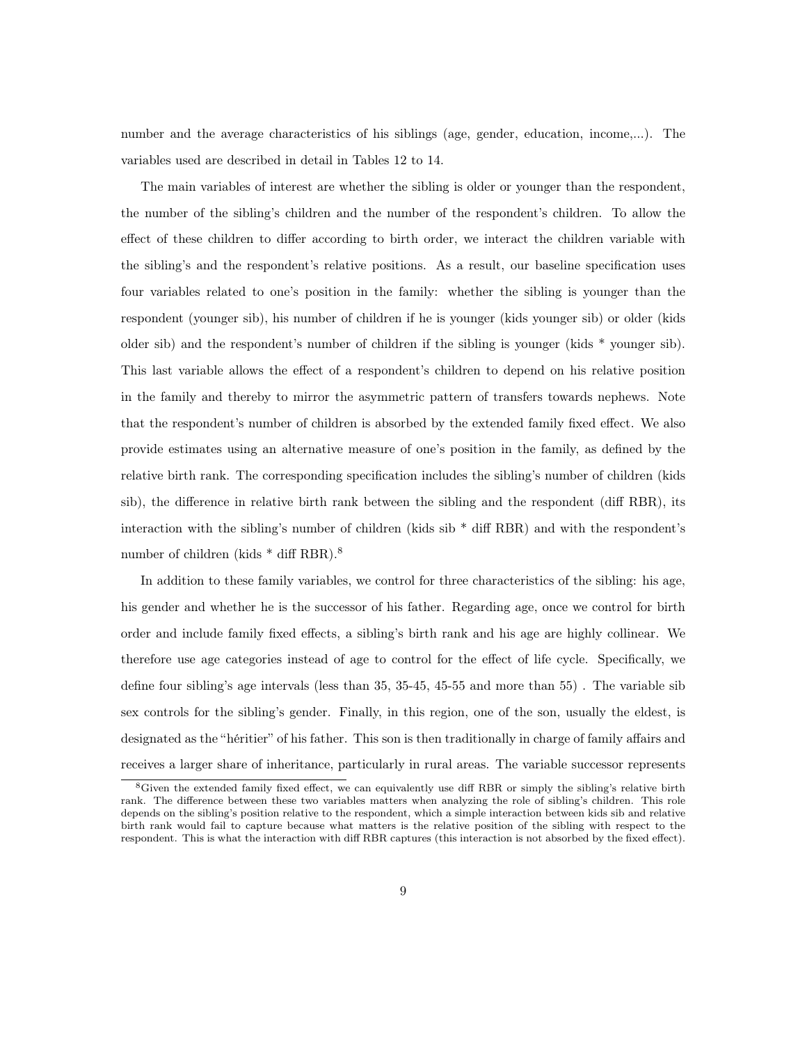number and the average characteristics of his siblings (age, gender, education, income,...). The variables used are described in detail in Tables 12 to 14.

The main variables of interest are whether the sibling is older or younger than the respondent, the number of the sibling's children and the number of the respondent's children. To allow the effect of these children to differ according to birth order, we interact the children variable with the sibling's and the respondent's relative positions. As a result, our baseline specification uses four variables related to one's position in the family: whether the sibling is younger than the respondent (younger sib), his number of children if he is younger (kids younger sib) or older (kids older sib) and the respondent's number of children if the sibling is younger (kids * younger sib). This last variable allows the effect of a respondent's children to depend on his relative position in the family and thereby to mirror the asymmetric pattern of transfers towards nephews. Note that the respondent's number of children is absorbed by the extended family fixed effect. We also provide estimates using an alternative measure of one's position in the family, as defined by the relative birth rank. The corresponding specification includes the sibling's number of children (kids sib), the difference in relative birth rank between the sibling and the respondent (diff RBR), its interaction with the sibling's number of children (kids sib * diff RBR) and with the respondent's number of children (kids * diff RBR).[8]

In addition to these family variables, we control for three characteristics of the sibling: his age, his gender and whether he is the successor of his father. Regarding age, once we control for birth order and include family fixed effects, a sibling's birth rank and his age are highly collinear. We therefore use age categories instead of age to control for the effect of life cycle. Specifically, we define four sibling's age intervals (less than 35, 35-45, 45-55 and more than 55) . The variable sib sex controls for the sibling's gender. Finally, in this region, one of the son, usually the eldest, is designated as the "héritier" of his father. This son is then traditionally in charge of family affairs and receives a larger share of inheritance, particularly in rural areas. The variable successor represents

[8] Given the extended family fixed effect, we can equivalently use diff RBR or simply the sibling's relative birth rank. The difference between these two variables matters when analyzing the role of sibling's children. This role depends on the sibling's position relative to the respondent, which a simple interaction between kids sib and relative birth rank would fail to capture because what matters is the relative position of the sibling with respect to the respondent. This is what the interaction with diff RBR captures (this interaction is not absorbed by the fixed effect).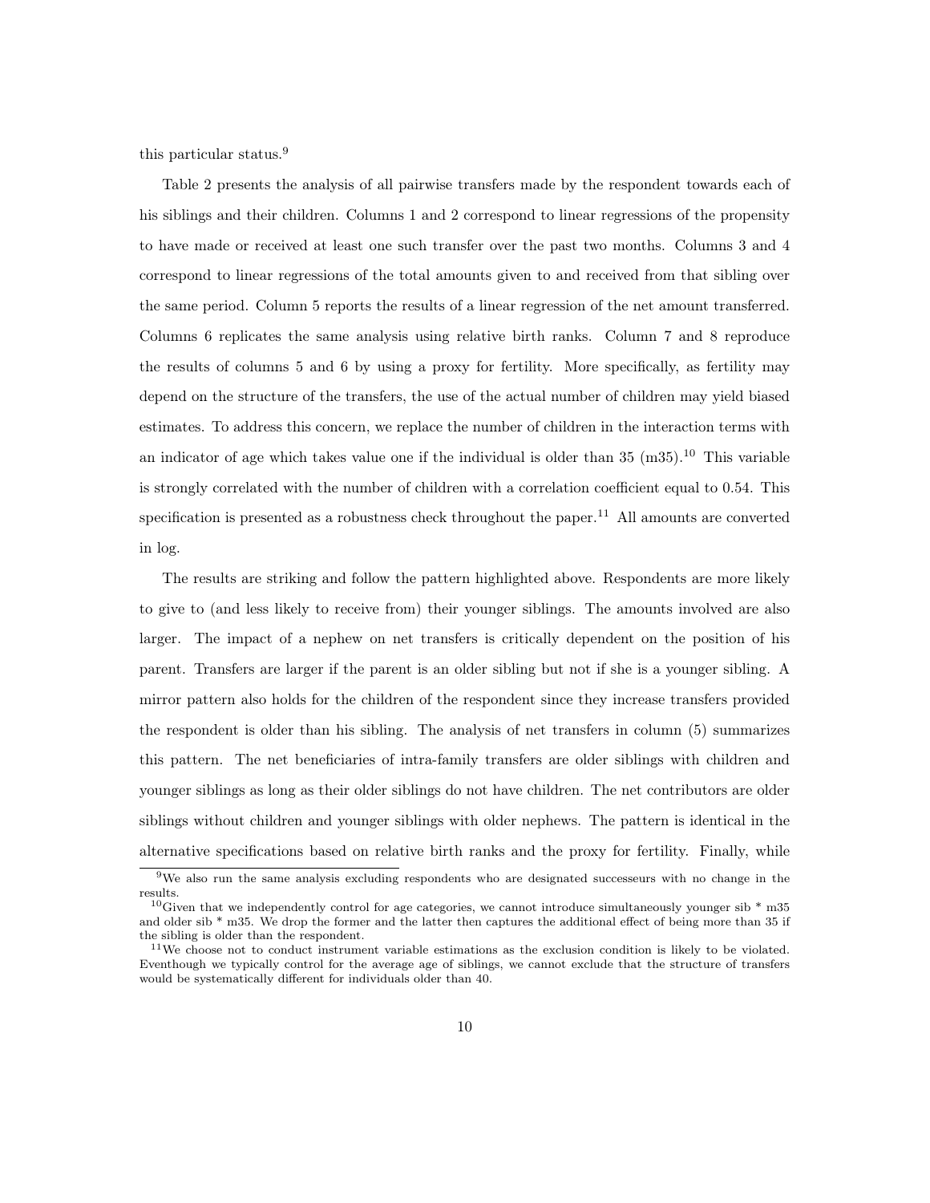this particular status.[9]

Table 2 presents the analysis of all pairwise transfers made by the respondent towards each of his siblings and their children. Columns 1 and 2 correspond to linear regressions of the propensity to have made or received at least one such transfer over the past two months. Columns 3 and 4 correspond to linear regressions of the total amounts given to and received from that sibling over the same period. Column 5 reports the results of a linear regression of the net amount transferred. Columns 6 replicates the same analysis using relative birth ranks. Column 7 and 8 reproduce the results of columns 5 and 6 by using a proxy for fertility. More specifically, as fertility may depend on the structure of the transfers, the use of the actual number of children may yield biased estimates. To address this concern, we replace the number of children in the interaction terms with an indicator of age which takes value one if the individual is older than 35 (m35).[10] This variable is strongly correlated with the number of children with a correlation coefficient equal to 0.54. This specification is presented as a robustness check throughout the paper.[11] All amounts are converted in log.

The results are striking and follow the pattern highlighted above. Respondents are more likely to give to (and less likely to receive from) their younger siblings. The amounts involved are also larger. The impact of a nephew on net transfers is critically dependent on the position of his parent. Transfers are larger if the parent is an older sibling but not if she is a younger sibling. A mirror pattern also holds for the children of the respondent since they increase transfers provided the respondent is older than his sibling. The analysis of net transfers in column (5) summarizes this pattern. The net beneficiaries of intra-family transfers are older siblings with children and younger siblings as long as their older siblings do not have children. The net contributors are older siblings without children and younger siblings with older nephews. The pattern is identical in the alternative specifications based on relative birth ranks and the proxy for fertility. Finally, while

[9] We also run the same analysis excluding respondents who are designated successeurs with no change in the results.

[10] Given that we independently control for age categories, we cannot introduce simultaneously younger sib * m35 and older sib * m35. We drop the former and the latter then captures the additional effect of being more than 35 if the sibling is older than the respondent.

[11] We choose not to conduct instrument variable estimations as the exclusion condition is likely to be violated. Eventhough we typically control for the average age of siblings, we cannot exclude that the structure of transfers would be systematically different for individuals older than 40.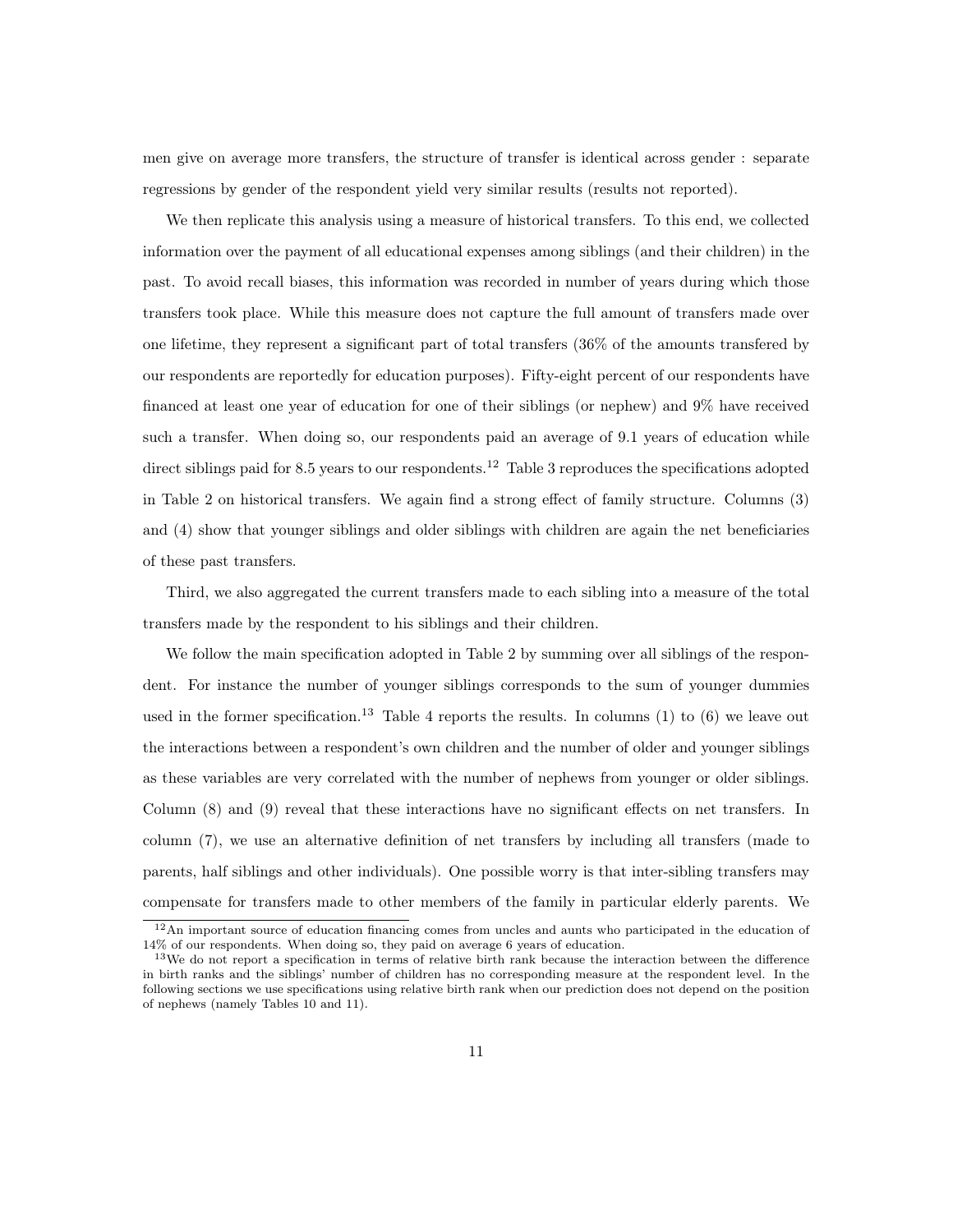men give on average more transfers, the structure of transfer is identical across gender : separate regressions by gender of the respondent yield very similar results (results not reported).

We then replicate this analysis using a measure of historical transfers. To this end, we collected information over the payment of all educational expenses among siblings (and their children) in the past. To avoid recall biases, this information was recorded in number of years during which those transfers took place. While this measure does not capture the full amount of transfers made over one lifetime, they represent a significant part of total transfers (36% of the amounts transfered by our respondents are reportedly for education purposes). Fifty-eight percent of our respondents have financed at least one year of education for one of their siblings (or nephew) and 9% have received such a transfer. When doing so, our respondents paid an average of 9.1 years of education while direct siblings paid for 8.5 years to our respondents.[12] Table 3 reproduces the specifications adopted in Table 2 on historical transfers. We again find a strong effect of family structure. Columns (3) and (4) show that younger siblings and older siblings with children are again the net beneficiaries of these past transfers.

Third, we also aggregated the current transfers made to each sibling into a measure of the total transfers made by the respondent to his siblings and their children.

We follow the main specification adopted in Table 2 by summing over all siblings of the respondent. For instance the number of younger siblings corresponds to the sum of younger dummies used in the former specification.[13] Table 4 reports the results. In columns (1) to (6) we leave out the interactions between a respondent's own children and the number of older and younger siblings as these variables are very correlated with the number of nephews from younger or older siblings. Column (8) and (9) reveal that these interactions have no significant effects on net transfers. In column (7), we use an alternative definition of net transfers by including all transfers (made to parents, half siblings and other individuals). One possible worry is that inter-sibling transfers may compensate for transfers made to other members of the family in particular elderly parents. We

[12] An important source of education financing comes from uncles and aunts who participated in the education of 14% of our respondents. When doing so, they paid on average 6 years of education.

[13] We do not report a specification in terms of relative birth rank because the interaction between the difference in birth ranks and the siblings' number of children has no corresponding measure at the respondent level. In the following sections we use specifications using relative birth rank when our prediction does not depend on the position of nephews (namely Tables 10 and 11).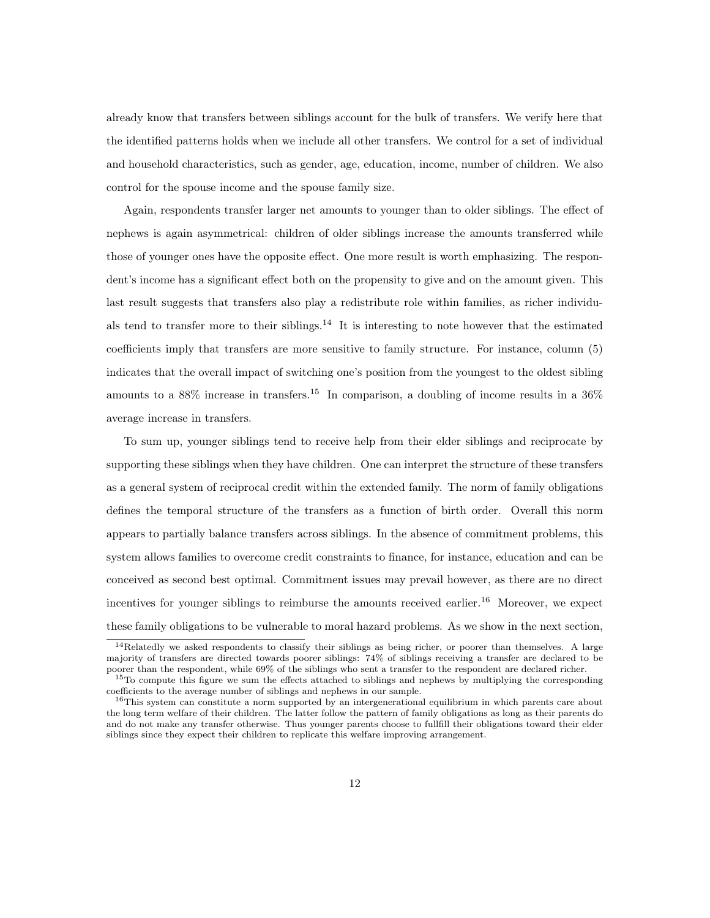already know that transfers between siblings account for the bulk of transfers. We verify here that the identified patterns holds when we include all other transfers. We control for a set of individual and household characteristics, such as gender, age, education, income, number of children. We also control for the spouse income and the spouse family size.

Again, respondents transfer larger net amounts to younger than to older siblings. The effect of nephews is again asymmetrical: children of older siblings increase the amounts transferred while those of younger ones have the opposite effect. One more result is worth emphasizing. The respondent's income has a significant effect both on the propensity to give and on the amount given. This last result suggests that transfers also play a redistribute role within families, as richer individuals tend to transfer more to their siblings.[14] It is interesting to note however that the estimated coefficients imply that transfers are more sensitive to family structure. For instance, column (5) indicates that the overall impact of switching one's position from the youngest to the oldest sibling amounts to a 88% increase in transfers.[15] In comparison, a doubling of income results in a 36% average increase in transfers.

To sum up, younger siblings tend to receive help from their elder siblings and reciprocate by supporting these siblings when they have children. One can interpret the structure of these transfers as a general system of reciprocal credit within the extended family. The norm of family obligations defines the temporal structure of the transfers as a function of birth order. Overall this norm appears to partially balance transfers across siblings. In the absence of commitment problems, this system allows families to overcome credit constraints to finance, for instance, education and can be conceived as second best optimal. Commitment issues may prevail however, as there are no direct incentives for younger siblings to reimburse the amounts received earlier.[16] Moreover, we expect these family obligations to be vulnerable to moral hazard problems. As we show in the next section,

[14] Relatedly we asked respondents to classify their siblings as being richer, or poorer than themselves. A large majority of transfers are directed towards poorer siblings: 74% of siblings receiving a transfer are declared to be poorer than the respondent, while 69% of the siblings who sent a transfer to the respondent are declared richer.

[15] To compute this figure we sum the effects attached to siblings and nephews by multiplying the corresponding coefficients to the average number of siblings and nephews in our sample.

[16] This system can constitute a norm supported by an intergenerational equilibrium in which parents care about the long term welfare of their children. The latter follow the pattern of family obligations as long as their parents do and do not make any transfer otherwise. Thus younger parents choose to fullfill their obligations toward their elder siblings since they expect their children to replicate this welfare improving arrangement.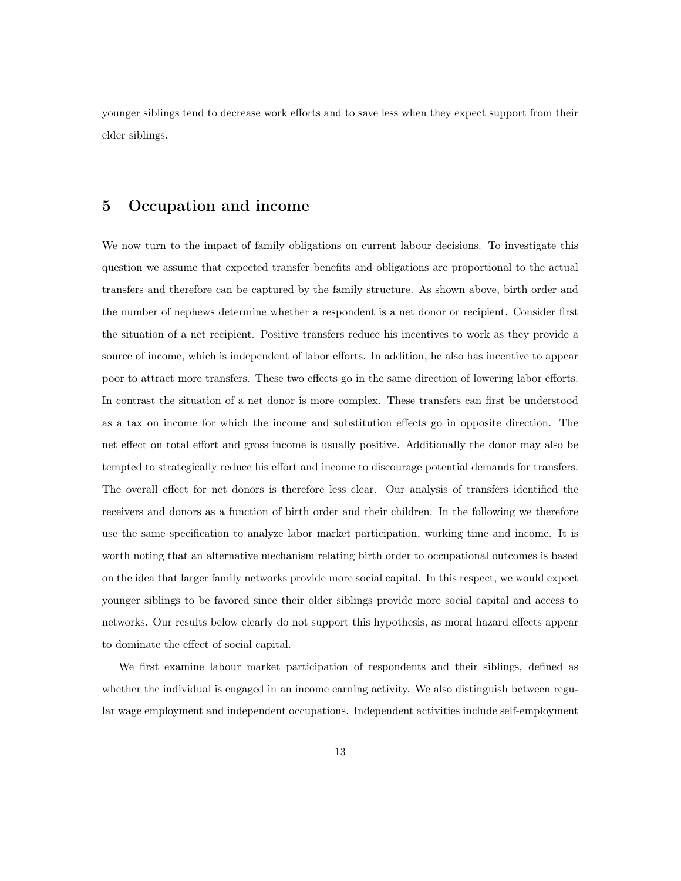younger siblings tend to decrease work efforts and to save less when they expect support from their elder siblings.

## 5 Occupation and income

We now turn to the impact of family obligations on current labour decisions. To investigate this question we assume that expected transfer benefits and obligations are proportional to the actual transfers and therefore can be captured by the family structure. As shown above, birth order and the number of nephews determine whether a respondent is a net donor or recipient. Consider first the situation of a net recipient. Positive transfers reduce his incentives to work as they provide a source of income, which is independent of labor efforts. In addition, he also has incentive to appear poor to attract more transfers. These two effects go in the same direction of lowering labor efforts. In contrast the situation of a net donor is more complex. These transfers can first be understood as a tax on income for which the income and substitution effects go in opposite direction. The net effect on total effort and gross income is usually positive. Additionally the donor may also be tempted to strategically reduce his effort and income to discourage potential demands for transfers. The overall effect for net donors is therefore less clear. Our analysis of transfers identified the receivers and donors as a function of birth order and their children. In the following we therefore use the same specification to analyze labor market participation, working time and income. It is worth noting that an alternative mechanism relating birth order to occupational outcomes is based on the idea that larger family networks provide more social capital. In this respect, we would expect younger siblings to be favored since their older siblings provide more social capital and access to networks. Our results below clearly do not support this hypothesis, as moral hazard effects appear to dominate the effect of social capital.

We first examine labour market participation of respondents and their siblings, defined as whether the individual is engaged in an income earning activity. We also distinguish between regular wage employment and independent occupations. Independent activities include self-employment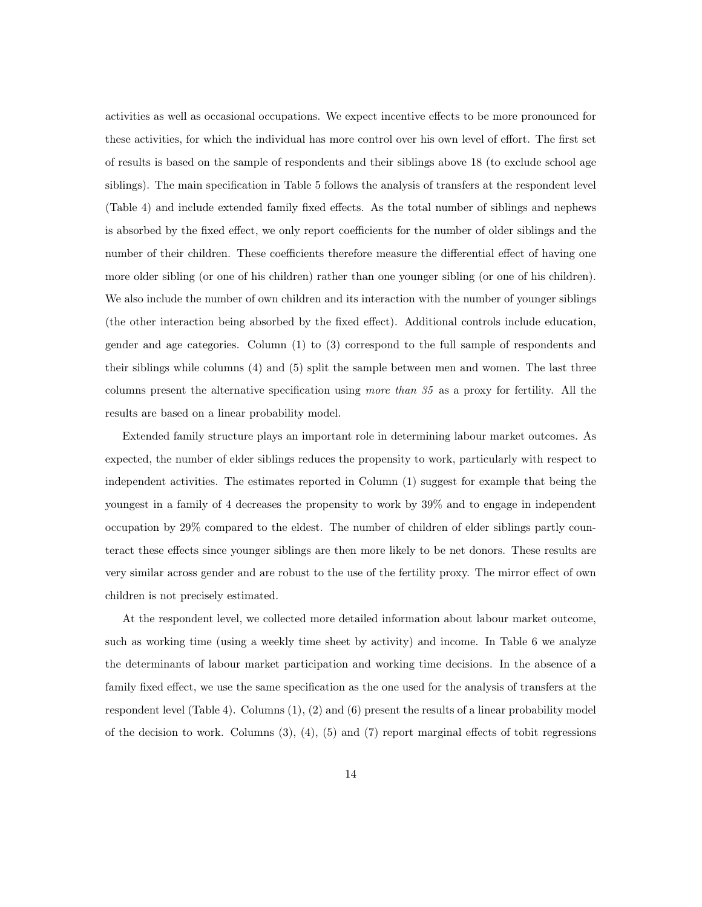activities as well as occasional occupations. We expect incentive effects to be more pronounced for these activities, for which the individual has more control over his own level of effort. The first set of results is based on the sample of respondents and their siblings above 18 (to exclude school age siblings). The main specification in Table 5 follows the analysis of transfers at the respondent level (Table 4) and include extended family fixed effects. As the total number of siblings and nephews is absorbed by the fixed effect, we only report coefficients for the number of older siblings and the number of their children. These coefficients therefore measure the differential effect of having one more older sibling (or one of his children) rather than one younger sibling (or one of his children). We also include the number of own children and its interaction with the number of younger siblings (the other interaction being absorbed by the fixed effect). Additional controls include education, gender and age categories. Column (1) to (3) correspond to the full sample of respondents and their siblings while columns (4) and (5) split the sample between men and women. The last three columns present the alternative specification using *more than 35* as a proxy for fertility. All the results are based on a linear probability model.

Extended family structure plays an important role in determining labour market outcomes. As expected, the number of elder siblings reduces the propensity to work, particularly with respect to independent activities. The estimates reported in Column (1) suggest for example that being the youngest in a family of 4 decreases the propensity to work by 39% and to engage in independent occupation by 29% compared to the eldest. The number of children of elder siblings partly counteract these effects since younger siblings are then more likely to be net donors. These results are very similar across gender and are robust to the use of the fertility proxy. The mirror effect of own children is not precisely estimated.

At the respondent level, we collected more detailed information about labour market outcome, such as working time (using a weekly time sheet by activity) and income. In Table 6 we analyze the determinants of labour market participation and working time decisions. In the absence of a family fixed effect, we use the same specification as the one used for the analysis of transfers at the respondent level (Table 4). Columns (1), (2) and (6) present the results of a linear probability model of the decision to work. Columns (3), (4), (5) and (7) report marginal effects of tobit regressions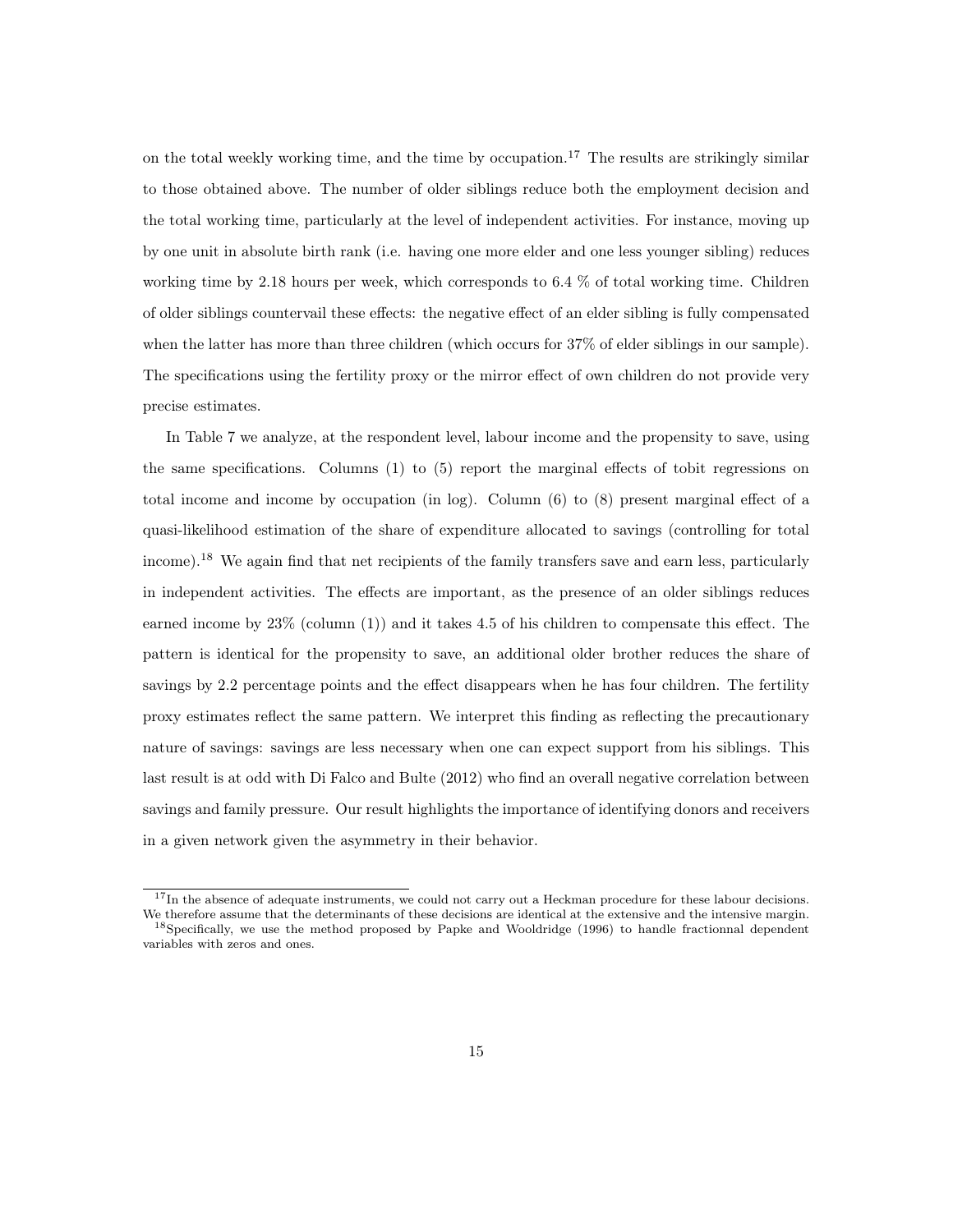on the total weekly working time, and the time by occupation.[17] The results are strikingly similar to those obtained above. The number of older siblings reduce both the employment decision and the total working time, particularly at the level of independent activities. For instance, moving up by one unit in absolute birth rank (i.e. having one more elder and one less younger sibling) reduces working time by 2.18 hours per week, which corresponds to 6.4 % of total working time. Children of older siblings countervail these effects: the negative effect of an elder sibling is fully compensated when the latter has more than three children (which occurs for 37% of elder siblings in our sample). The specifications using the fertility proxy or the mirror effect of own children do not provide very precise estimates.

In Table 7 we analyze, at the respondent level, labour income and the propensity to save, using the same specifications. Columns (1) to (5) report the marginal effects of tobit regressions on total income and income by occupation (in log). Column (6) to (8) present marginal effect of a quasi-likelihood estimation of the share of expenditure allocated to savings (controlling for total income).[18] We again find that net recipients of the family transfers save and earn less, particularly in independent activities. The effects are important, as the presence of an older siblings reduces earned income by 23% (column (1)) and it takes 4.5 of his children to compensate this effect. The pattern is identical for the propensity to save, an additional older brother reduces the share of savings by 2.2 percentage points and the effect disappears when he has four children. The fertility proxy estimates reflect the same pattern. We interpret this finding as reflecting the precautionary nature of savings: savings are less necessary when one can expect support from his siblings. This last result is at odd with Di Falco and Bulte (2012) who find an overall negative correlation between savings and family pressure. Our result highlights the importance of identifying donors and receivers in a given network given the asymmetry in their behavior.

[17] In the absence of adequate instruments, we could not carry out a Heckman procedure for these labour decisions. We therefore assume that the determinants of these decisions are identical at the extensive and the intensive margin.

[18] Specifically, we use the method proposed by Papke and Wooldridge (1996) to handle fractionnal dependent variables with zeros and ones.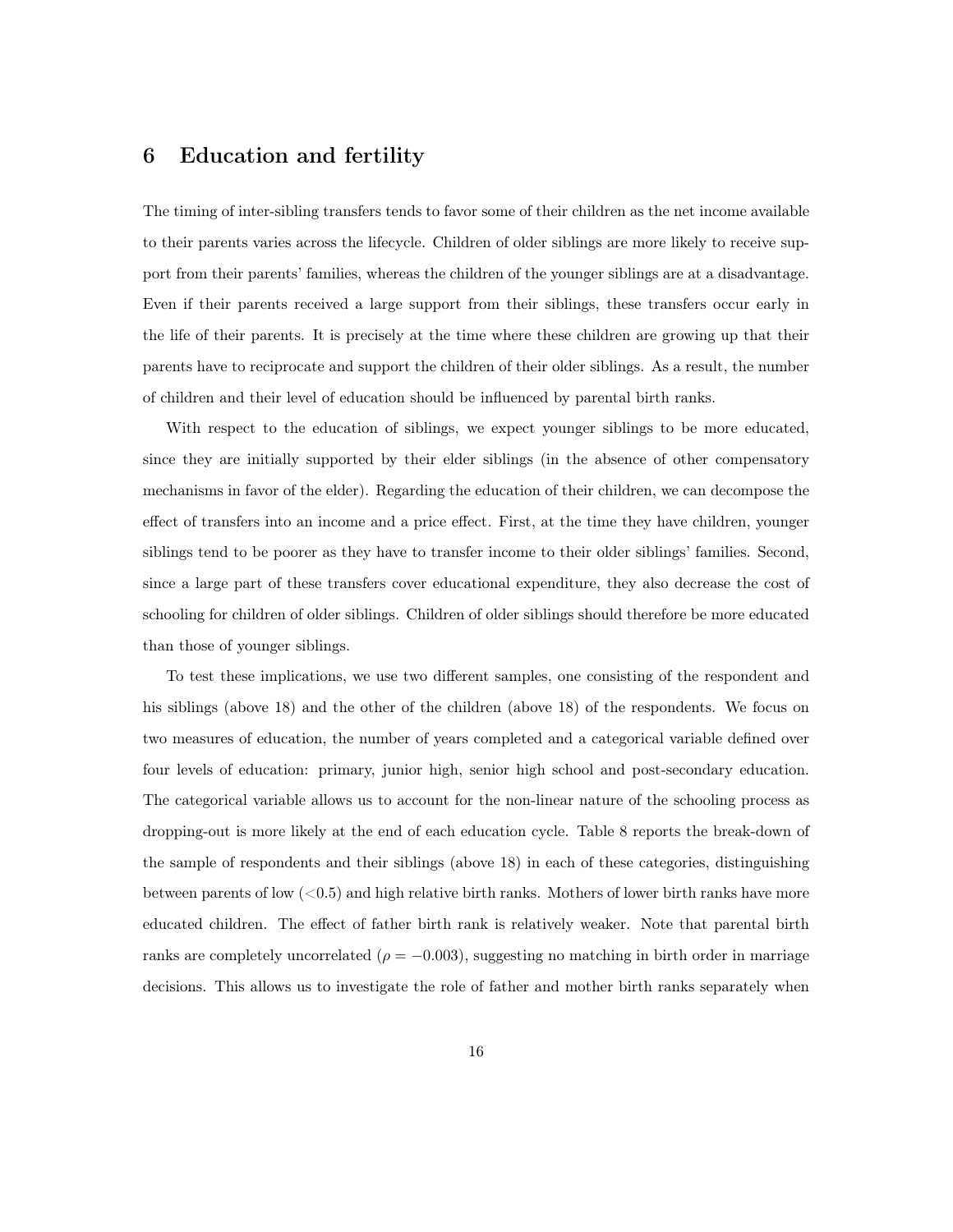## 6 Education and fertility

The timing of inter-sibling transfers tends to favor some of their children as the net income available to their parents varies across the lifecycle. Children of older siblings are more likely to receive support from their parents' families, whereas the children of the younger siblings are at a disadvantage. Even if their parents received a large support from their siblings, these transfers occur early in the life of their parents. It is precisely at the time where these children are growing up that their parents have to reciprocate and support the children of their older siblings. As a result, the number of children and their level of education should be influenced by parental birth ranks.

With respect to the education of siblings, we expect younger siblings to be more educated, since they are initially supported by their elder siblings (in the absence of other compensatory mechanisms in favor of the elder). Regarding the education of their children, we can decompose the effect of transfers into an income and a price effect. First, at the time they have children, younger siblings tend to be poorer as they have to transfer income to their older siblings' families. Second, since a large part of these transfers cover educational expenditure, they also decrease the cost of schooling for children of older siblings. Children of older siblings should therefore be more educated than those of younger siblings.

To test these implications, we use two different samples, one consisting of the respondent and his siblings (above 18) and the other of the children (above 18) of the respondents. We focus on two measures of education, the number of years completed and a categorical variable defined over four levels of education: primary, junior high, senior high school and post-secondary education. The categorical variable allows us to account for the non-linear nature of the schooling process as dropping-out is more likely at the end of each education cycle. Table 8 reports the break-down of the sample of respondents and their siblings (above 18) in each of these categories, distinguishing between parents of low (<0.5) and high relative birth ranks. Mothers of lower birth ranks have more educated children. The effect of father birth rank is relatively weaker. Note that parental birth ranks are completely uncorrelated ($\rho = -0.003$), suggesting no matching in birth order in marriage decisions. This allows us to investigate the role of father and mother birth ranks separately when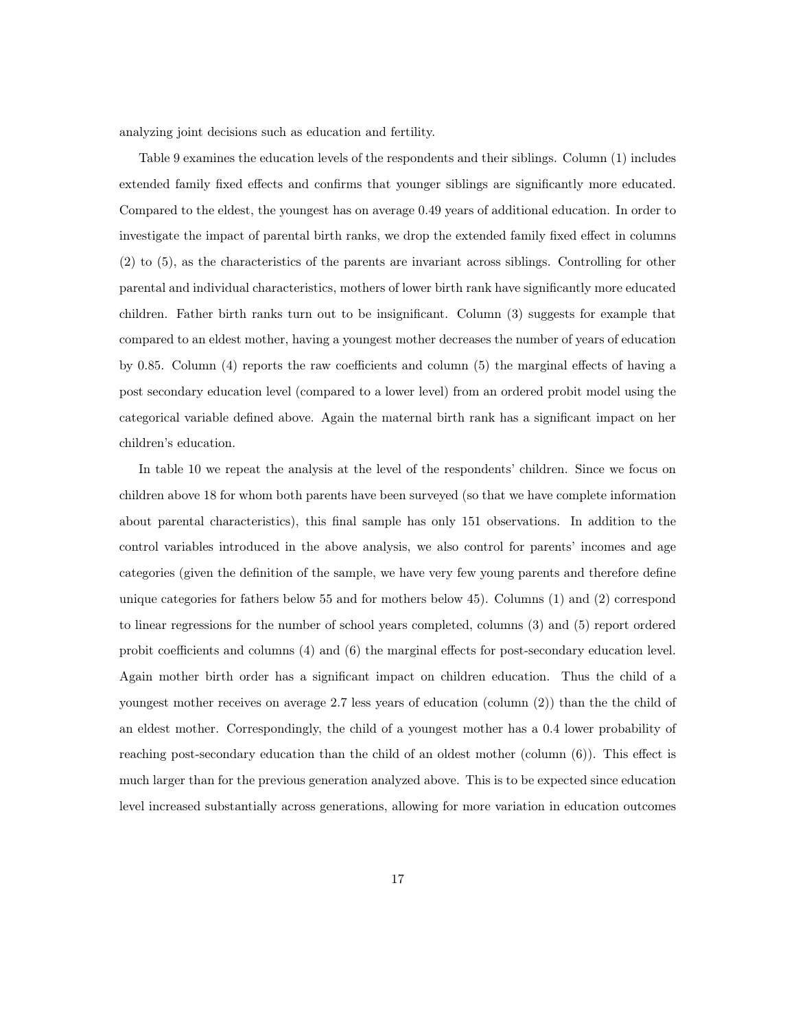analyzing joint decisions such as education and fertility.

Table 9 examines the education levels of the respondents and their siblings. Column (1) includes extended family fixed effects and confirms that younger siblings are significantly more educated. Compared to the eldest, the youngest has on average 0.49 years of additional education. In order to investigate the impact of parental birth ranks, we drop the extended family fixed effect in columns (2) to (5), as the characteristics of the parents are invariant across siblings. Controlling for other parental and individual characteristics, mothers of lower birth rank have significantly more educated children. Father birth ranks turn out to be insignificant. Column (3) suggests for example that compared to an eldest mother, having a youngest mother decreases the number of years of education by 0.85. Column (4) reports the raw coefficients and column (5) the marginal effects of having a post secondary education level (compared to a lower level) from an ordered probit model using the categorical variable defined above. Again the maternal birth rank has a significant impact on her children's education.

In table 10 we repeat the analysis at the level of the respondents' children. Since we focus on children above 18 for whom both parents have been surveyed (so that we have complete information about parental characteristics), this final sample has only 151 observations. In addition to the control variables introduced in the above analysis, we also control for parents' incomes and age categories (given the definition of the sample, we have very few young parents and therefore define unique categories for fathers below 55 and for mothers below 45). Columns (1) and (2) correspond to linear regressions for the number of school years completed, columns (3) and (5) report ordered probit coefficients and columns (4) and (6) the marginal effects for post-secondary education level. Again mother birth order has a significant impact on children education. Thus the child of a youngest mother receives on average 2.7 less years of education (column (2)) than the the child of an eldest mother. Correspondingly, the child of a youngest mother has a 0.4 lower probability of reaching post-secondary education than the child of an oldest mother (column (6)). This effect is much larger than for the previous generation analyzed above. This is to be expected since education level increased substantially across generations, allowing for more variation in education outcomes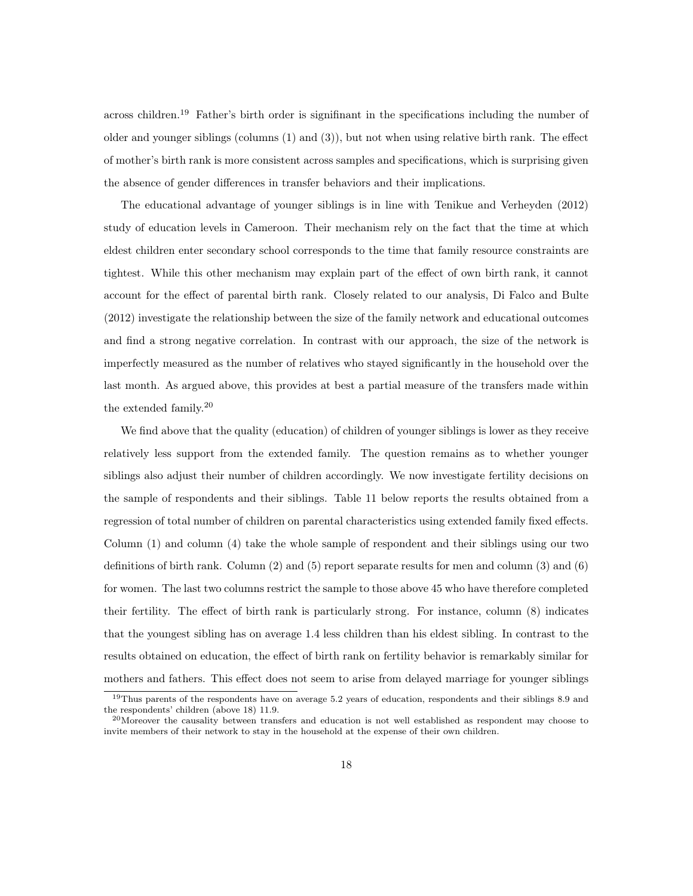across children.[19] Father's birth order is signifinant in the specifications including the number of older and younger siblings (columns (1) and (3)), but not when using relative birth rank. The effect of mother's birth rank is more consistent across samples and specifications, which is surprising given the absence of gender differences in transfer behaviors and their implications.

The educational advantage of younger siblings is in line with Tenikue and Verheyden (2012) study of education levels in Cameroon. Their mechanism rely on the fact that the time at which eldest children enter secondary school corresponds to the time that family resource constraints are tightest. While this other mechanism may explain part of the effect of own birth rank, it cannot account for the effect of parental birth rank. Closely related to our analysis, Di Falco and Bulte (2012) investigate the relationship between the size of the family network and educational outcomes and find a strong negative correlation. In contrast with our approach, the size of the network is imperfectly measured as the number of relatives who stayed significantly in the household over the last month. As argued above, this provides at best a partial measure of the transfers made within the extended family.[20]

We find above that the quality (education) of children of younger siblings is lower as they receive relatively less support from the extended family. The question remains as to whether younger siblings also adjust their number of children accordingly. We now investigate fertility decisions on the sample of respondents and their siblings. Table 11 below reports the results obtained from a regression of total number of children on parental characteristics using extended family fixed effects. Column (1) and column (4) take the whole sample of respondent and their siblings using our two definitions of birth rank. Column (2) and (5) report separate results for men and column (3) and (6) for women. The last two columns restrict the sample to those above 45 who have therefore completed their fertility. The effect of birth rank is particularly strong. For instance, column (8) indicates that the youngest sibling has on average 1.4 less children than his eldest sibling. In contrast to the results obtained on education, the effect of birth rank on fertility behavior is remarkably similar for mothers and fathers. This effect does not seem to arise from delayed marriage for younger siblings

[19] Thus parents of the respondents have on average 5.2 years of education, respondents and their siblings 8.9 and the respondents' children (above 18) 11.9.

[20] Moreover the causality between transfers and education is not well established as respondent may choose to invite members of their network to stay in the household at the expense of their own children.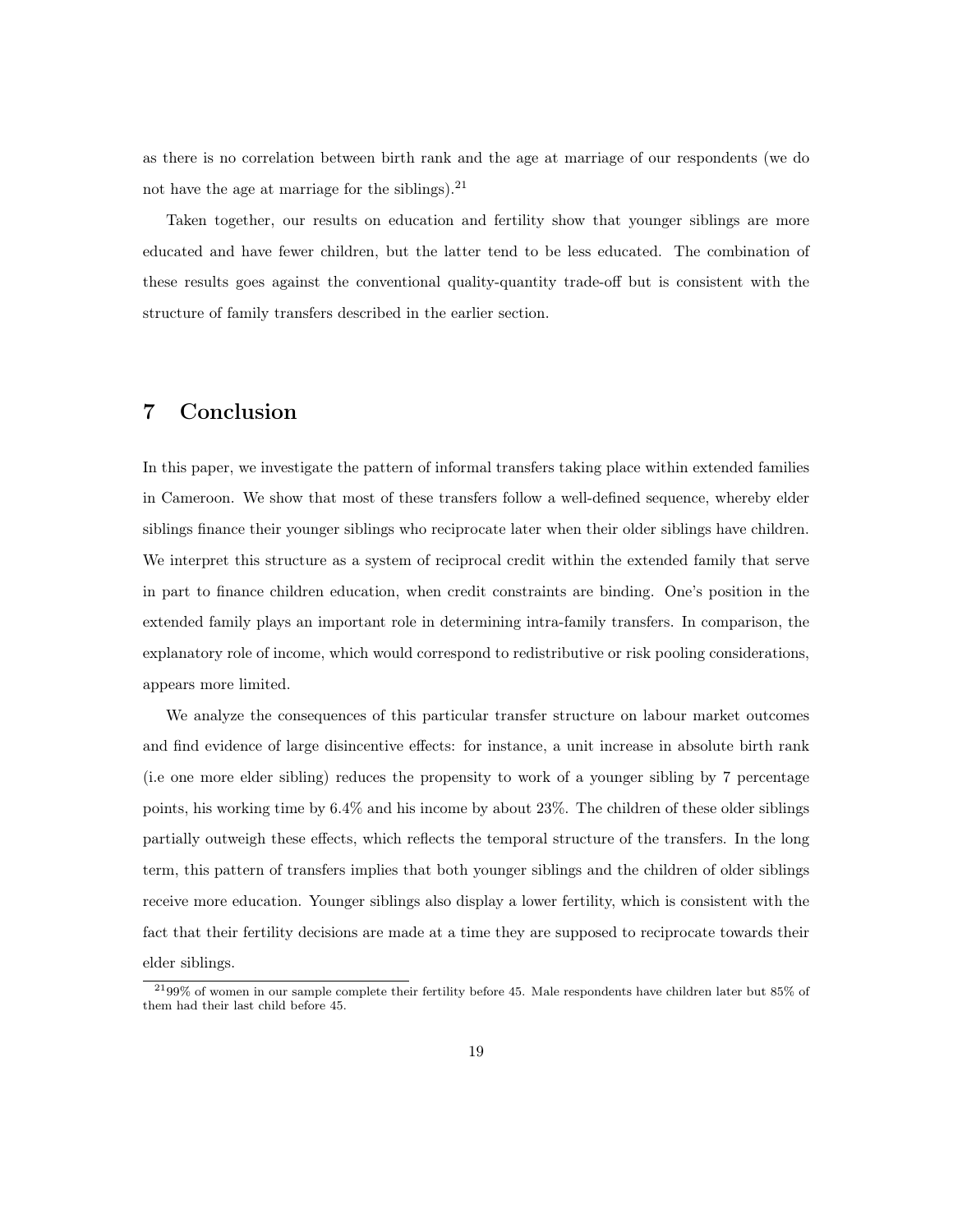as there is no correlation between birth rank and the age at marriage of our respondents (we do not have the age at marriage for the siblings).[21]

Taken together, our results on education and fertility show that younger siblings are more educated and have fewer children, but the latter tend to be less educated. The combination of these results goes against the conventional quality-quantity trade-off but is consistent with the structure of family transfers described in the earlier section.

# 7 Conclusion

In this paper, we investigate the pattern of informal transfers taking place within extended families in Cameroon. We show that most of these transfers follow a well-defined sequence, whereby elder siblings finance their younger siblings who reciprocate later when their older siblings have children. We interpret this structure as a system of reciprocal credit within the extended family that serve in part to finance children education, when credit constraints are binding. One's position in the extended family plays an important role in determining intra-family transfers. In comparison, the explanatory role of income, which would correspond to redistributive or risk pooling considerations, appears more limited.

We analyze the consequences of this particular transfer structure on labour market outcomes and find evidence of large disincentive effects: for instance, a unit increase in absolute birth rank (i.e one more elder sibling) reduces the propensity to work of a younger sibling by 7 percentage points, his working time by 6.4% and his income by about 23%. The children of these older siblings partially outweigh these effects, which reflects the temporal structure of the transfers. In the long term, this pattern of transfers implies that both younger siblings and the children of older siblings receive more education. Younger siblings also display a lower fertility, which is consistent with the fact that their fertility decisions are made at a time they are supposed to reciprocate towards their elder siblings.

[21] 99% of women in our sample complete their fertility before 45. Male respondents have children later but 85% of them had their last child before 45.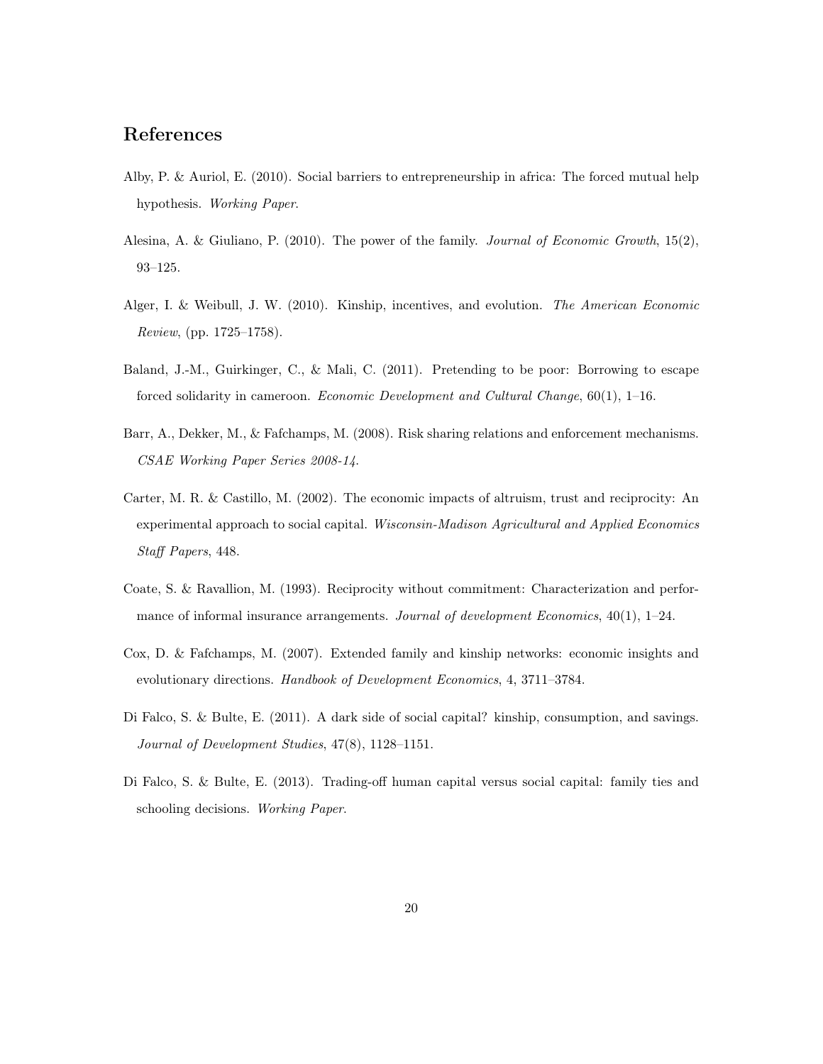## References

Alby, P. & Auriol, E. (2010). Social barriers to entrepreneurship in africa: The forced mutual help hypothesis. *Working Paper*.

Alesina, A. & Giuliano, P. (2010). The power of the family. *Journal of Economic Growth*, 15(2), 93–125.

Alger, I. & Weibull, J. W. (2010). Kinship, incentives, and evolution. *The American Economic Review*, (pp. 1725–1758).

Baland, J.-M., Guirkinger, C., & Mali, C. (2011). Pretending to be poor: Borrowing to escape forced solidarity in cameroon. *Economic Development and Cultural Change*, 60(1), 1–16.

Barr, A., Dekker, M., & Fafchamps, M. (2008). Risk sharing relations and enforcement mechanisms. *CSAE Working Paper Series 2008-14*.

Carter, M. R. & Castillo, M. (2002). The economic impacts of altruism, trust and reciprocity: An experimental approach to social capital. *Wisconsin-Madison Agricultural and Applied Economics Staff Papers*, 448.

Coate, S. & Ravallion, M. (1993). Reciprocity without commitment: Characterization and performance of informal insurance arrangements. *Journal of development Economics*, 40(1), 1–24.

Cox, D. & Fafchamps, M. (2007). Extended family and kinship networks: economic insights and evolutionary directions. *Handbook of Development Economics*, 4, 3711–3784.

Di Falco, S. & Bulte, E. (2011). A dark side of social capital? kinship, consumption, and savings. *Journal of Development Studies*, 47(8), 1128–1151.

Di Falco, S. & Bulte, E. (2013). Trading-off human capital versus social capital: family ties and schooling decisions. *Working Paper*.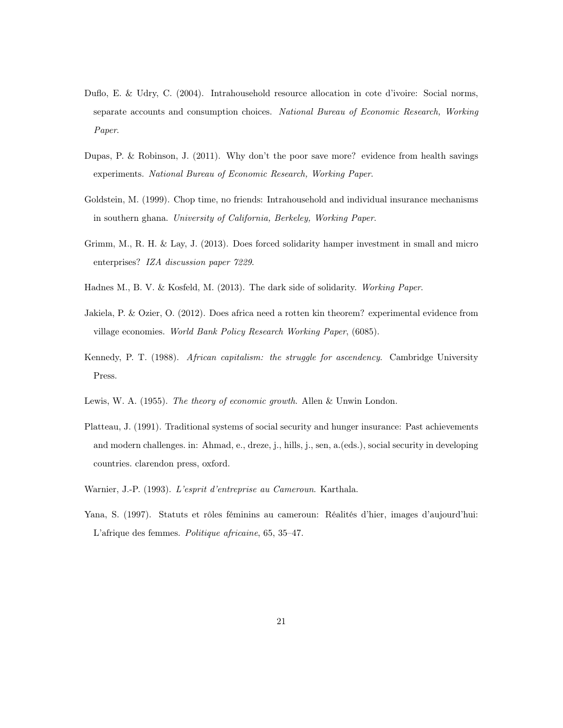Duflo, E. & Udry, C. (2004). Intrahousehold resource allocation in cote d'ivoire: Social norms, separate accounts and consumption choices. *National Bureau of Economic Research, Working Paper.*

Dupas, P. & Robinson, J. (2011). Why don't the poor save more? evidence from health savings experiments. *National Bureau of Economic Research, Working Paper.*

Goldstein, M. (1999). Chop time, no friends: Intrahousehold and individual insurance mechanisms in southern ghana. *University of California, Berkeley, Working Paper.*

Grimm, M., R. H. & Lay, J. (2013). Does forced solidarity hamper investment in small and micro enterprises? *IZA discussion paper 7229.*

Hadnes M., B. V. & Kosfeld, M. (2013). The dark side of solidarity. *Working Paper.*

Jakiela, P. & Ozier, O. (2012). Does africa need a rotten kin theorem? experimental evidence from village economies. *World Bank Policy Research Working Paper*, (6085).

Kennedy, P. T. (1988). *African capitalism: the struggle for ascendency.* Cambridge University Press.

Lewis, W. A. (1955). *The theory of economic growth.* Allen & Unwin London.

Platteau, J. (1991). Traditional systems of social security and hunger insurance: Past achievements and modern challenges. in: Ahmad, e., dreze, j., hills, j., sen, a.(eds.), social security in developing countries. clarendon press, oxford.

Warnier, J.-P. (1993). *L'esprit d'entreprise au Cameroun.* Karthala.

Yana, S. (1997). Statuts et rôles féminins au cameroun: Réalités d'hier, images d'aujourd'hui: L'afrique des femmes. *Politique africaine*, 65, 35–47.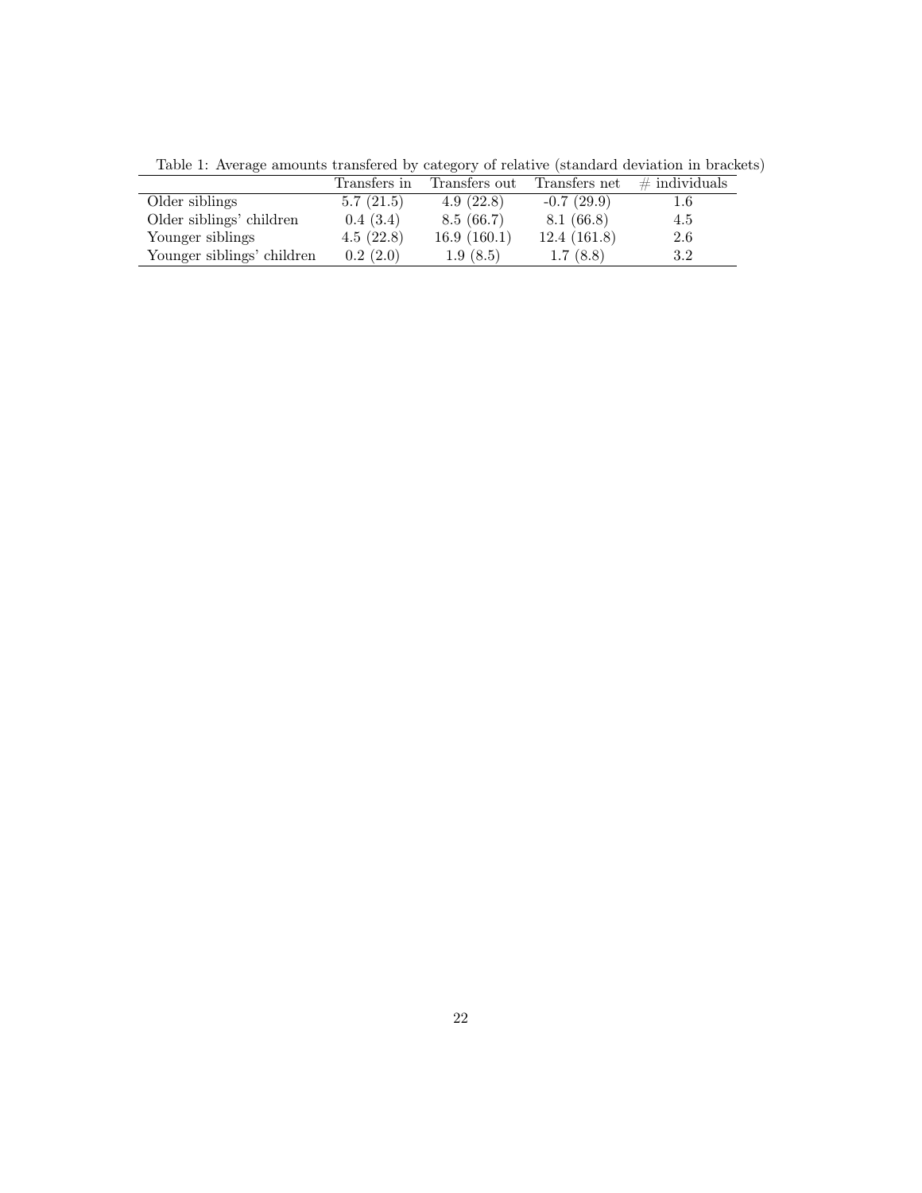Table 1: Average amounts transfered by category of relative (standard deviation in brackets)

| | Transfers in | Transfers out | Transfers net | # individuals |
|---|---|---|---|---|
| Older siblings | 5.7 (21.5) | 4.9 (22.8) | -0.7 (29.9) | 1.6 |
| Older siblings' children | 0.4 (3.4) | 8.5 (66.7) | 8.1 (66.8) | 4.5 |
| Younger siblings | 4.5 (22.8) | 16.9 (160.1) | 12.4 (161.8) | 2.6 |
| Younger siblings' children | 0.2 (2.0) | 1.9 (8.5) | 1.7 (8.8) | 3.2 |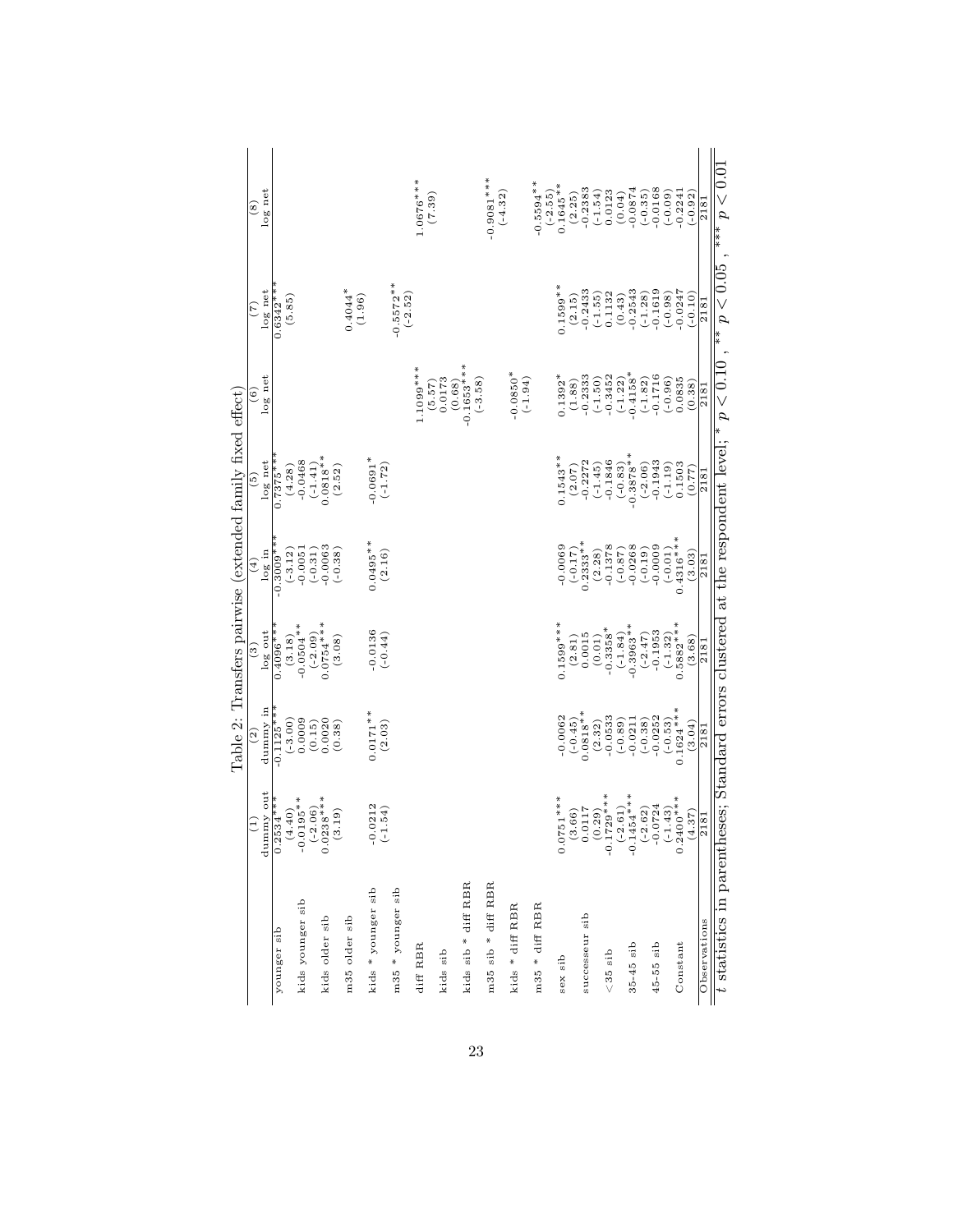Table 2: Transfers pairwise (extended family fixed effect)

| | (1) | (2) | (3) | (4) | (5) | (6) | (7) | (8) |
|---|---|---|---|---|---|---|---|---|
| | dummy out | dummy in | log out | log in | log net | log net | log net | log net |
| younger sib | 0.2534*** | -0.1125*** | 0.4096*** | -0.3009*** | 0.7375*** | | 0.6342*** | |
| | (4.40) | (-3.00) | (3.18) | (-3.12) | (4.28) | | (5.85) | |
| kids younger sib | -0.0195** | 0.0009 | -0.0504** | -0.0051 | -0.0468 | | | |
| | (-2.06) | (0.15) | (-2.09) | (-0.31) | (-1.41) | | | |
| kids older sib | 0.0238*** | 0.0020 | 0.0754*** | -0.0063 | 0.0818** | | | |
| | (3.19) | (0.38) | (3.08) | (-0.38) | (2.52) | | | |
| m35 older sib | | | | | | | 0.4044* | |
| | | | | | | | (1.96) | |
| kids * younger sib | -0.0212 | 0.0171** | -0.0136 | 0.0495** | -0.0691* | | | |
| | (-1.54) | (2.03) | (-0.44) | (2.16) | (-1.72) | | | |
| m35 * younger sib | | | | | | | -0.5572** | |
| | | | | | | | (-2.52) | |
| diff RBR | | | | | | 1.1099*** | | 1.0676*** |
| | | | | | | (5.57) | | (7.39) |
| kids sib | | | | | | 0.0173 | | |
| | | | | | | (0.68) | | |
| kids sib * diff RBR | | | | | | -0.1653*** | | |
| | | | | | | (-3.58) | | |
| m35 sib * diff RBR | | | | | | | | -0.9081*** |
| | | | | | | | | (-4.32) |
| kids * diff RBR | | | | | | -0.0850* | | |
| | | | | | | (-1.94) | | |
| m35 * diff RBR | | | | | | | | -0.5594** |
| | | | | | | | | (-2.55) |
| sex sib | 0.0751*** | -0.0062 | 0.1599*** | -0.0069 | 0.1543** | 0.1392* | 0.1599** | 0.1645** |
| | (3.66) | (-0.45) | (2.81) | (-0.17) | (2.07) | (1.88) | (2.15) | (2.25) |
| successeur sib | 0.0117 | 0.0818** | 0.0015 | 0.2333** | -0.2272 | -0.2333 | -0.2433 | -0.2383 |
| | (0.29) | (2.32) | (0.01) | (2.28) | (-1.45) | (-1.50) | (-1.55) | (-1.54) |
| <35 sib | -0.1729*** | -0.0533 | -0.3358* | -0.1378 | -0.1846 | -0.3452 | 0.1132 | 0.0123 |
| | (-2.61) | (-0.89) | (-1.84) | (-0.87) | (-0.83) | (-1.22) | (0.43) | (0.04) |
| 35-45 sib | -0.1454*** | -0.0211 | -0.3963** | -0.0268 | -0.3878** | -0.4158* | -0.2543 | -0.0874 |
| | (-2.62) | (-0.38) | (-2.47) | (-0.19) | (-2.06) | (-1.82) | (-1.28) | (-0.35) |
| 45-55 sib | -0.0724 | -0.0252 | -0.1953 | -0.0009 | -0.1943 | -0.1716 | -0.1619 | -0.0168 |
| | (-1.43) | (-0.53) | (-1.32) | (-0.01) | (-1.19) | (-0.96) | (-0.98) | (-0.09) |
| Constant | 0.2400*** | 0.1624*** | 0.5882*** | 0.4316*** | 0.1503 | 0.0835 | -0.0247 | -0.2241 |
| | (4.37) | (3.04) | (3.68) | (3.03) | (0.77) | (0.38) | (-0.10) | (-0.92) |
| Observations | 2181 | 2181 | 2181 | 2181 | 2181 | 2181 | 2181 | 2181 |

$t$ statistics in parentheses; Standard errors clustered at the respondent level; * $p < 0.10$ , ** $p < 0.05$ , *** $p < 0.01$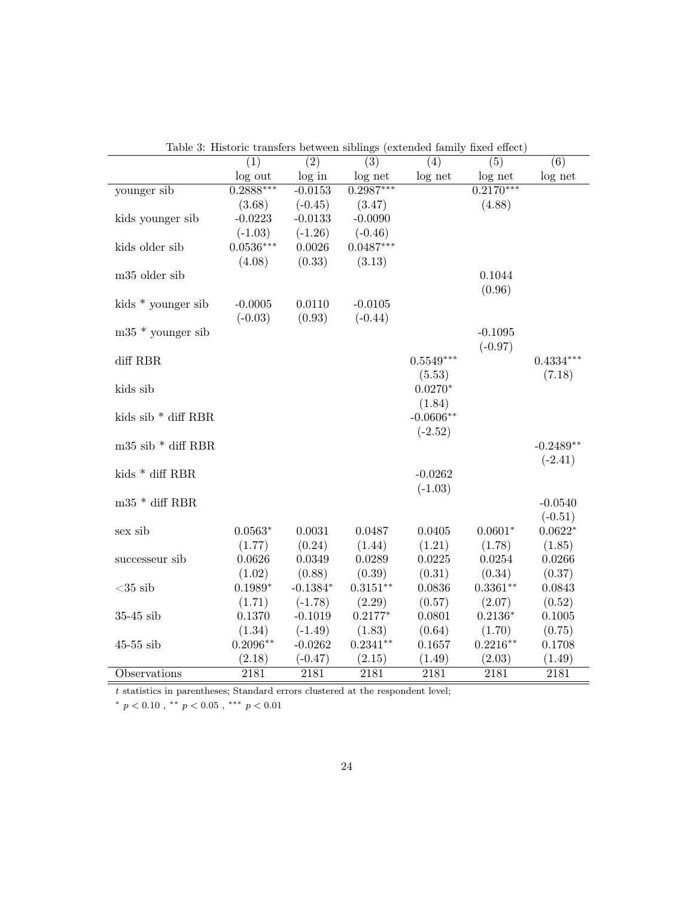Table 3: Historic transfers between siblings (extended family fixed effect)

| | (1) | (2) | (3) | (4) | (5) | (6) |
|---|---|---|---|---|---|---|
| | log out | log in | log net | log net | log net | log net |
| younger sib | 0.2888*** | -0.0153 | 0.2987*** | | 0.2170*** | |
| | (3.68) | (-0.45) | (3.47) | | (4.88) | |
| kids younger sib | -0.0223 | -0.0133 | -0.0090 | | | |
| | (-1.03) | (-1.26) | (-0.46) | | | |
| kids older sib | 0.0536*** | 0.0026 | 0.0487*** | | | |
| | (4.08) | (0.33) | (3.13) | | | |
| m35 older sib | | | | | 0.1044 | |
| | | | | | (0.96) | |
| kids * younger sib | -0.0005 | 0.0110 | -0.0105 | | | |
| | (-0.03) | (0.93) | (-0.44) | | | |
| m35 * younger sib | | | | | -0.1095 | |
| | | | | | (-0.97) | |
| diff RBR | | | | 0.5549*** | | 0.4334*** |
| | | | | (5.53) | | (7.18) |
| kids sib | | | | 0.0270* | | |
| | | | | (1.84) | | |
| kids sib * diff RBR | | | | -0.0606** | | |
| | | | | (-2.52) | | |
| m35 sib * diff RBR | | | | | | -0.2489** |
| | | | | | | (-2.41) |
| kids * diff RBR | | | | -0.0262 | | |
| | | | | (-1.03) | | |
| m35 * diff RBR | | | | | | -0.0540 |
| | | | | | | (-0.51) |
| sex sib | 0.0563* | 0.0031 | 0.0487 | 0.0405 | 0.0601* | 0.0622* |
| | (1.77) | (0.24) | (1.44) | (1.21) | (1.78) | (1.85) |
| successeur sib | 0.0626 | 0.0349 | 0.0289 | 0.0225 | 0.0254 | 0.0266 |
| | (1.02) | (0.88) | (0.39) | (0.31) | (0.34) | (0.37) |
| <35 sib | 0.1989* | -0.1384* | 0.3151** | 0.0836 | 0.3361** | 0.0843 |
| | (1.71) | (-1.78) | (2.29) | (0.57) | (2.07) | (0.52) |
| 35-45 sib | 0.1370 | -0.1019 | 0.2177* | 0.0801 | 0.2136* | 0.1005 |
| | (1.34) | (-1.49) | (1.83) | (0.64) | (1.70) | (0.75) |
| 45-55 sib | 0.2096** | -0.0262 | 0.2341** | 0.1657 | 0.2216** | 0.1708 |
| | (2.18) | (-0.47) | (2.15) | (1.49) | (2.03) | (1.49) |
| Observations | 2181 | 2181 | 2181 | 2181 | 2181 | 2181 |

$t$ statistics in parentheses; Standard errors clustered at the respondent level;

* $p < 0.10$ , ** $p < 0.05$ , *** $p < 0.01$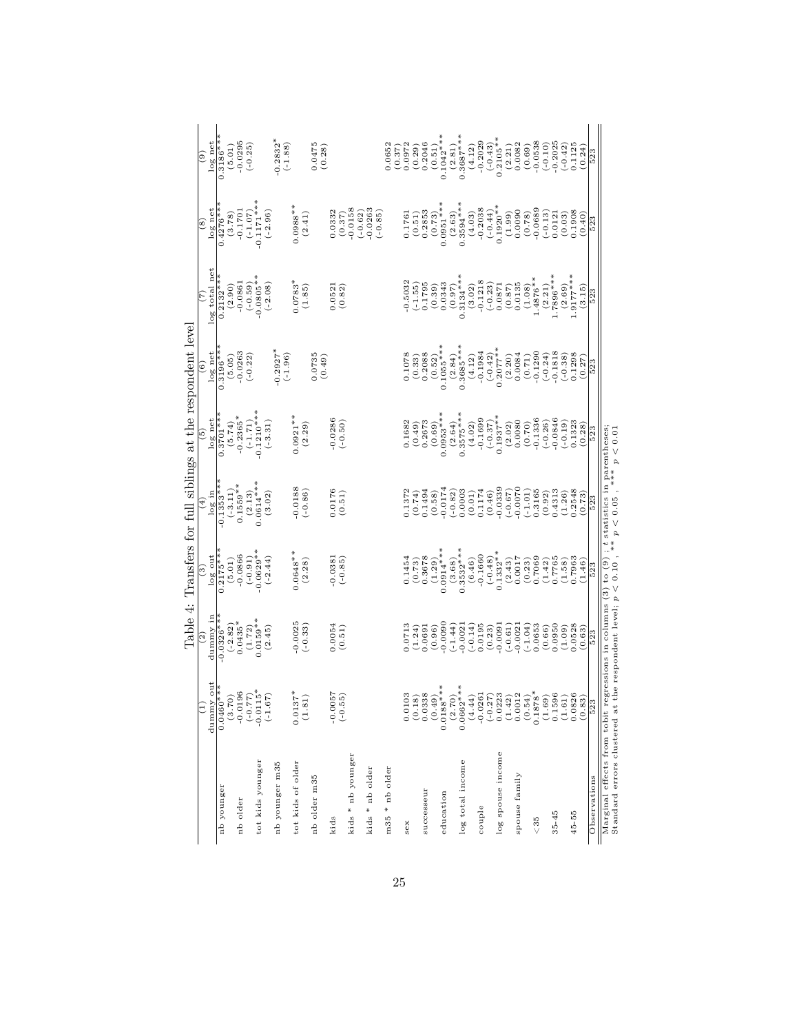Table 4: Transfers for full siblings at the respondent level

| | (1) | (2) | (3) | (4) | (5) | (6) | (7) | (8) | (9) |
|---|---|---|---|---|---|---|---|---|---|
| | dummy out | dummy in | log out | log in | log net | log net | log total net | log net | log net |
| nb younger | 0.0460*** | -0.0326*** | 0.2175*** | -0.1353*** | 0.3701*** | 0.3196*** | 0.2132*** | 0.4276*** | 0.3186*** |
| | (3.70) | (-2.82) | (5.01) | (-3.11) | (5.74) | (5.05) | (2.90) | (3.78) | (5.01) |
| nb older | -0.0196 | 0.0435* | -0.0866 | 0.1559** | -0.2365* | -0.0263 | -0.0861 | -0.1701 | -0.0295 |
| | (-0.77) | (1.72) | (-0.91) | (2.13) | (-1.71) | (-0.22) | (-0.59) | (-1.07) | (-0.25) |
| tot kids younger | -0.0115* | 0.0159** | -0.0629** | 0.0614*** | -0.1210*** | | -0.0805** | -0.1171*** | |
| | (-1.67) | (2.45) | (-2.44) | (3.02) | (-3.31) | | (-2.08) | (-2.96) | |
| nb younger m35 | | | | | | -0.2927* | | | -0.2832* |
| | | | | | | (-1.96) | | | (-1.88) |
| tot kids of older | 0.0137* | -0.0025 | 0.0648** | -0.0188 | 0.0921** | | 0.0783* | 0.0988** | |
| | (1.81) | (-0.33) | (2.28) | (-0.86) | (2.29) | | (1.85) | (2.41) | |
| nb older m35 | | | | | | 0.0735 | | | 0.0475 |
| | | | | | | (0.49) | | | (0.28) |
| kids | -0.0057 | 0.0054 | -0.0381 | 0.0176 | -0.0286 | | 0.0521 | 0.0332 | |
| | (-0.55) | (0.51) | (-0.85) | (0.51) | (-0.50) | | (0.82) | (0.37) | |
| kids * nb younger | | | | | | | | -0.0158 | |
| | | | | | | | | (-0.62) | |
| kids * nb older | | | | | | | | -0.0263 | |
| | | | | | | | | (-0.85) | |
| m35 * nb older | | | | | | | | | 0.0652 |
| | | | | | | | | | (0.37) |
| sex | 0.0103 | 0.0713 | 0.1454 | 0.1372 | 0.1682 | 0.1078 | -0.5032 | 0.1761 | 0.0972 |
| | (0.18) | (1.24) | (0.73) | (0.74) | (0.49) | (0.33) | (-1.55) | (0.51) | (0.29) |
| successeur | 0.0338 | 0.0691 | 0.3678 | 0.1494 | 0.2673 | 0.2088 | 0.1795 | 0.2853 | 0.2046 |
| | (0.49) | (1.29) | (1.29) | (0.81) | (0.69) | (0.52) | (0.39) | (0.73) | (0.51) |
| education | 0.0183*** | -0.0090 | 0.0914*** | -0.0174 | 0.0953*** | 0.1055*** | 0.0343 | 0.0951*** | 0.1042*** |
| | (2.70) | (-1.44) | (3.68) | (-0.82) | (2.64) | (2.84) | (0.97) | (2.63) | (2.81) |
| log total income | 0.0662*** | -0.0021 | 0.3532*** | 0.0003 | 0.3575*** | 0.3685*** | 0.3134*** | 0.3594*** | 0.3687*** |
| | (4.44) | (-0.14) | (6.46) | (0.01) | (4.02) | (4.12) | (3.02) | (4.03) | (4.12) |
| couple | -0.0261 | 0.0195 | -0.1660 | 0.1174 | -0.1699 | -0.1984 | -0.1218 | -0.2038 | -0.2029 |
| | (-0.27) | (0.23) | (-0.48) | (0.46) | (-0.37) | (-0.42) | (-0.23) | (-0.44) | (-0.43) |
| log spouse income | 0.0223 | -0.0091 | 0.1332** | -0.0339 | 0.1937** | 0.2077** | 0.0871 | 0.1920** | 0.2105** |
| | (1.42) | (-0.61) | (2.43) | (-0.67) | (2.02) | (2.20) | (0.87) | (1.99) | (2.21) |
| spouse family | 0.0012 | -0.0021 | 0.0017 | -0.0070 | 0.0080 | 0.0084 | 0.0135 | 0.0090 | 0.0082 |
| | (0.54) | (-1.04) | (0.23) | (-1.01) | (0.70) | (0.71) | (1.08) | (0.78) | (0.69) |
| <35 | 0.1878* | 0.0653 | 0.7069 | 0.3165 | -0.1336 | -0.1290 | 1.4876** | -0.0689 | -0.0538 |
| | (1.69) | (0.66) | (1.42) | (0.92) | (-0.26) | (-0.24) | (2.21) | (-0.13) | (-0.10) |
| 35-45 | 0.1596 | 0.0950 | 0.7765 | 0.4313 | -0.0846 | -0.1818 | 1.7896*** | 0.0121 | -0.2025 |
| | (1.61) | (1.09) | (1.58) | (1.26) | (-0.19) | (-0.38) | (2.69) | (0.03) | (-0.42) |
| 45-55 | 0.0826 | 0.0528 | 0.7963 | 0.2548 | 0.1323 | 0.1298 | 1.9177*** | 0.1908 | 0.1125 |
| | (0.83) | (0.63) | (1.46) | (0.73) | (0.28) | (0.27) | (3.15) | (0.40) | (0.24) |
| Observations | 523 | 523 | 523 | 523 | 523 | 523 | 523 | 523 | 523 |

Marginal effects from tobit regressions in columns (3) to (9); $t$ statistics in parentheses;
Standard errors clustered at the respondent level; * $p < 0.10$, ** $p < 0.05$, *** $p < 0.01$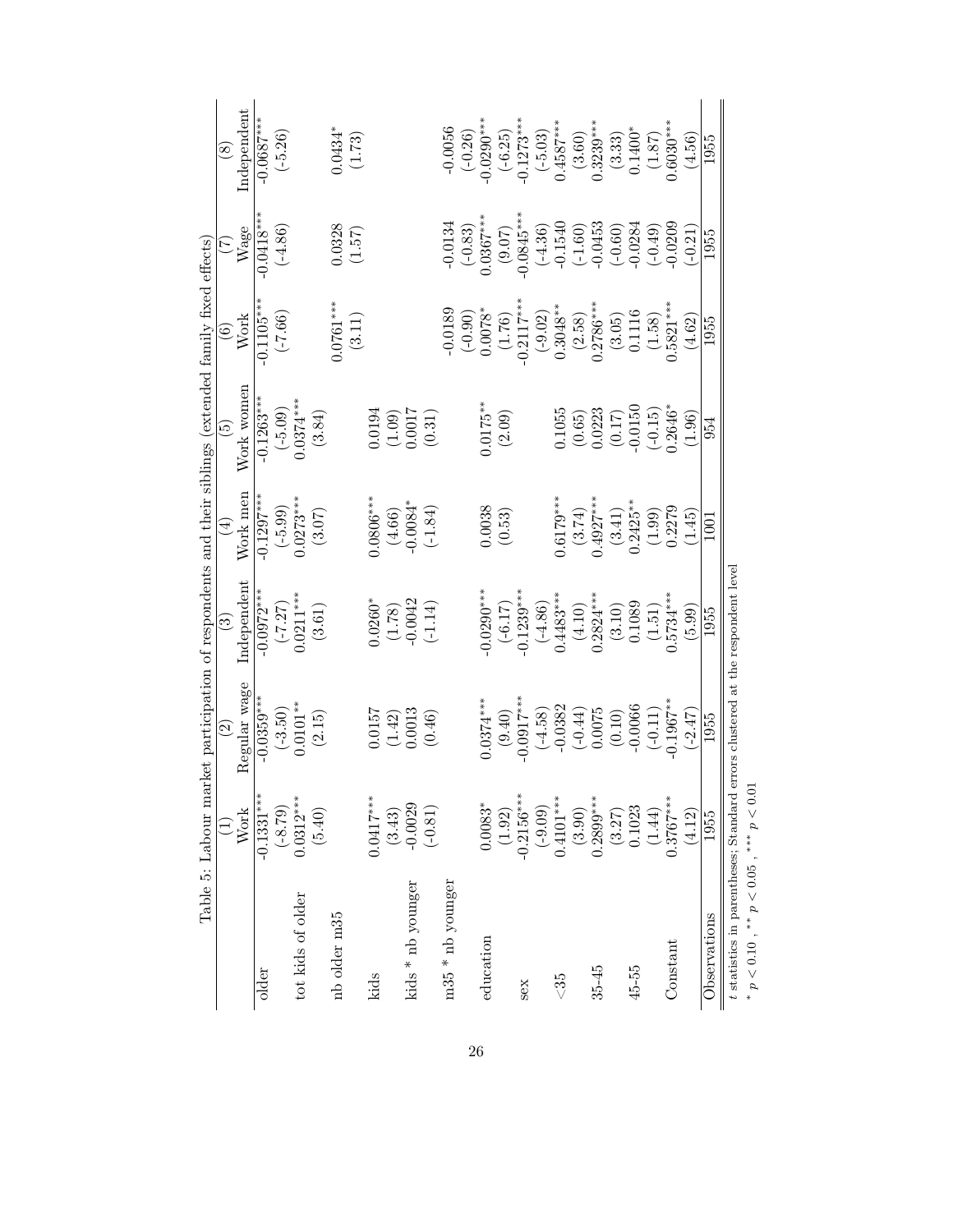Table 5: Labour market participation of respondents and their siblings (extended family fixed effects)

| | (1) Work | (2) Regular wage | (3) Independent | (4) Work men | (5) Work women | (6) Work | (7) Wage | (8) Independent |
|---|---|---|---|---|---|---|---|---|
| older | -0.1331*** | -0.0359*** | -0.0972*** | -0.1297*** | -0.1263*** | -0.1105*** | -0.0418*** | -0.0687*** |
| | (-8.79) | (-3.50) | (-7.27) | (-5.99) | (-5.09) | (-7.66) | (-4.86) | (-5.26) |
| tot kids of older | 0.0312*** | 0.0101** | 0.0211*** | 0.0273*** | 0.0374*** | | | |
| | (5.40) | (2.15) | (3.61) | (3.07) | (3.84) | | | |
| nb older m35 | | | | | | 0.0761*** | 0.0328 | 0.0434* |
| | | | | | | (3.11) | (1.57) | (1.73) |
| kids | 0.0417*** | 0.0157 | 0.0260* | 0.0806*** | 0.0194 | | | |
| | (3.43) | (1.42) | (1.78) | (4.66) | (1.09) | | | |
| kids * nb younger | -0.0029 | 0.0013 | -0.0042 | -0.0084* | 0.0017 | | | |
| | (-0.81) | (0.46) | (-1.14) | (-1.84) | (0.31) | | | |
| m35 * nb younger | | | | | | -0.0189 | -0.0134 | -0.0056 |
| | | | | | | (-0.90) | (-0.83) | (-0.26) |
| education | 0.0083* | 0.0374*** | -0.0290*** | 0.0038 | 0.0175** | 0.0078* | 0.0367*** | -0.0290*** |
| | (1.92) | (9.40) | (-6.17) | (0.53) | (2.09) | (1.76) | (9.07) | (-6.25) |
| sex | -0.2156*** | -0.0917*** | -0.1239*** | | | -0.2117*** | -0.0845*** | -0.1273*** |
| | (-9.09) | (-4.58) | (-4.86) | | | (-9.02) | (-4.36) | (-5.03) |
| <35 | 0.4101*** | -0.0382 | 0.4483*** | 0.6179*** | 0.1055 | 0.3048** | -0.1540 | 0.4587*** |
| | (3.90) | (-0.44) | (4.10) | (3.74) | (0.65) | (2.58) | (-1.60) | (3.60) |
| 35-45 | 0.2899*** | 0.0075 | 0.2824*** | 0.4927*** | 0.0223 | 0.2786*** | -0.0453 | 0.3239*** |
| | (3.27) | (0.10) | (3.10) | (3.41) | (0.17) | (3.05) | (-0.60) | (3.33) |
| 45-55 | 0.1023 | -0.0066 | 0.1089 | 0.2425** | -0.0150 | 0.1116 | -0.0284 | 0.1400* |
| | (1.44) | (-0.11) | (1.51) | (1.99) | (-0.15) | (1.58) | (-0.49) | (1.87) |
| Constant | 0.3767*** | -0.1967** | 0.5734*** | 0.2279 | 0.2646* | 0.5821*** | -0.0209 | 0.6030*** |
| | (4.12) | (-2.47) | (5.99) | (1.45) | (1.96) | (4.62) | (-0.21) | (4.56) |
| Observations | 1955 | 1955 | 1955 | 1001 | 954 | 1955 | 1955 | 1955 |

*t* statistics in parentheses; Standard errors clustered at the respondent level

* $p < 0.10$ , ** $p < 0.05$ , *** $p < 0.01$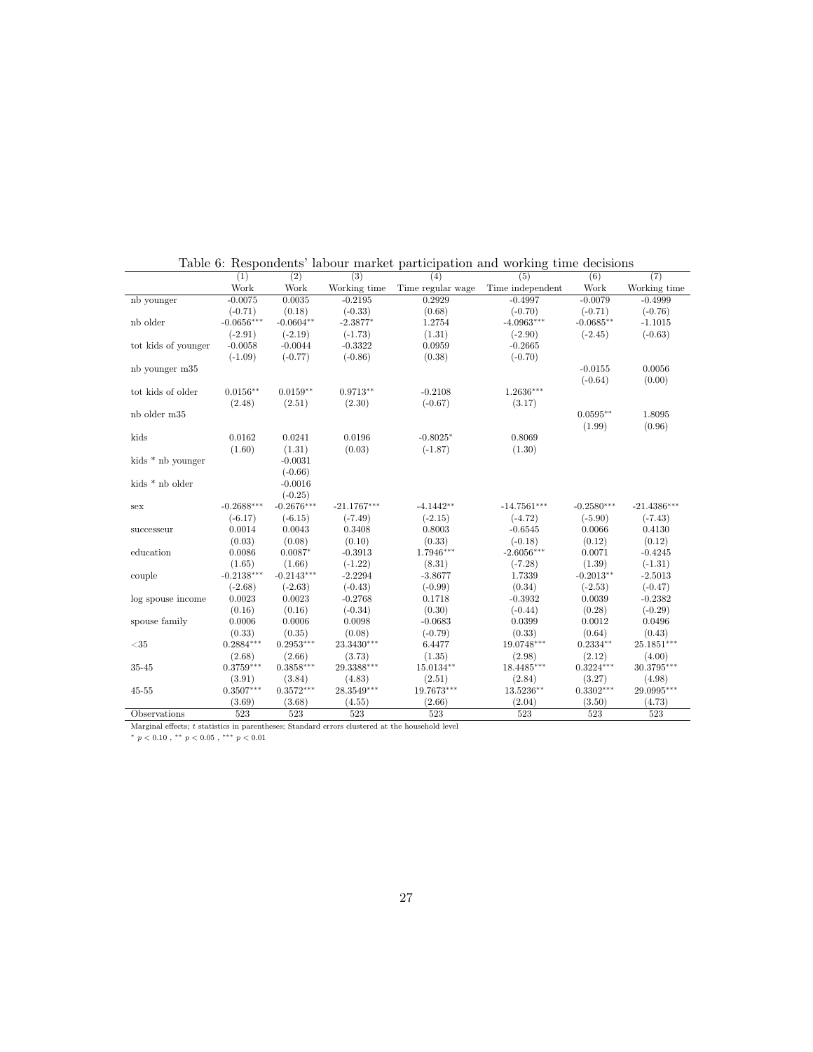Table 6: Respondents' labour market participation and working time decisions

| | (1) | (2) | (3) | (4) | (5) | (6) | (7) |
|---|---|---|---|---|---|---|---|
| | Work | Work | Working time | Time regular wage | Time independent | Work | Working time |
| nb younger | -0.0075 | 0.0035 | -0.2195 | 0.2929 | -0.4997 | -0.0079 | -0.4999 |
| | (-0.71) | (0.18) | (-0.33) | (0.68) | (-0.70) | (-0.71) | (-0.76) |
| nb older | -0.0656*** | -0.0604** | -2.3877* | 1.2754 | -4.0963*** | -0.0685** | -1.1015 |
| | (-2.91) | (-2.19) | (-1.73) | (1.31) | (-2.90) | (-2.45) | (-0.63) |
| tot kids of younger | -0.0058 | -0.0044 | -0.3322 | 0.0959 | -0.2665 | | |
| | (-1.09) | (-0.77) | (-0.86) | (0.38) | (-0.70) | | |
| nb younger m35 | | | | | | -0.0155 | 0.0056 |
| | | | | | | (-0.64) | (0.00) |
| tot kids of older | 0.0156** | 0.0159** | 0.9713** | -0.2108 | 1.2636*** | | |
| | (2.48) | (2.51) | (2.30) | (-0.67) | (3.17) | | |
| nb older m35 | | | | | | 0.0595** | 1.8095 |
| | | | | | | (1.99) | (0.96) |
| kids | 0.0162 | 0.0241 | 0.0196 | -0.8025* | 0.8069 | | |
| | (1.60) | (1.31) | (0.03) | (-1.87) | (1.30) | | |
| kids * nb younger | | -0.0031 | | | | | |
| | | (-0.66) | | | | | |
| kids * nb older | | -0.0016 | | | | | |
| | | (-0.25) | | | | | |
| sex | -0.2688*** | -0.2676*** | -21.1767*** | -4.1442** | -14.7561*** | -0.2580*** | -21.4386*** |
| | (-6.17) | (-6.15) | (-7.49) | (-2.15) | (-4.72) | (-5.90) | (-7.43) |
| successeur | 0.0014 | 0.0043 | 0.3408 | 0.8003 | -0.6545 | 0.0066 | 0.4130 |
| | (0.03) | (0.08) | (0.10) | (0.33) | (-0.18) | (0.12) | (0.12) |
| education | 0.0086 | 0.0087* | -0.3913 | 1.7946*** | -2.6056*** | 0.0071 | -0.4245 |
| | (1.65) | (1.66) | (-1.22) | (8.31) | (-7.28) | (1.39) | (-1.31) |
| couple | -0.2138*** | -0.2143*** | -2.2294 | -3.8677 | 1.7339 | -0.2013** | -2.5013 |
| | (-2.68) | (-2.63) | (-0.43) | (-0.99) | (0.34) | (-2.53) | (-0.47) |
| log spouse income | 0.0023 | 0.0023 | -0.2768 | 0.1718 | -0.3932 | 0.0039 | -0.2382 |
| | (0.16) | (0.16) | (-0.34) | (0.30) | (-0.44) | (0.28) | (-0.29) |
| spouse family | 0.0006 | 0.0006 | 0.0098 | -0.0683 | 0.0399 | 0.0012 | 0.0496 |
| | (0.33) | (0.35) | (0.08) | (-0.79) | (0.33) | (0.64) | (0.43) |
| <35 | 0.2884*** | 0.2953*** | 23.3430*** | 6.4477 | 19.0748*** | 0.2334** | 25.1851*** |
| | (2.68) | (2.66) | (3.73) | (1.35) | (2.98) | (2.12) | (4.00) |
| 35-45 | 0.3759*** | 0.3858*** | 29.3388*** | 15.0134** | 18.4485*** | 0.3224*** | 30.3795*** |
| | (3.91) | (3.84) | (4.83) | (2.51) | (2.84) | (3.27) | (4.98) |
| 45-55 | 0.3507*** | 0.3572*** | 28.3549*** | 19.7673*** | 13.5236** | 0.3302*** | 29.0995*** |
| | (3.69) | (3.68) | (4.55) | (2.66) | (2.04) | (3.50) | (4.73) |
| Observations | 523 | 523 | 523 | 523 | 523 | 523 | 523 |

Marginal effects; $t$ statistics in parentheses; Standard errors clustered at the household level

* $p < 0.10$ , ** $p < 0.05$ , *** $p < 0.01$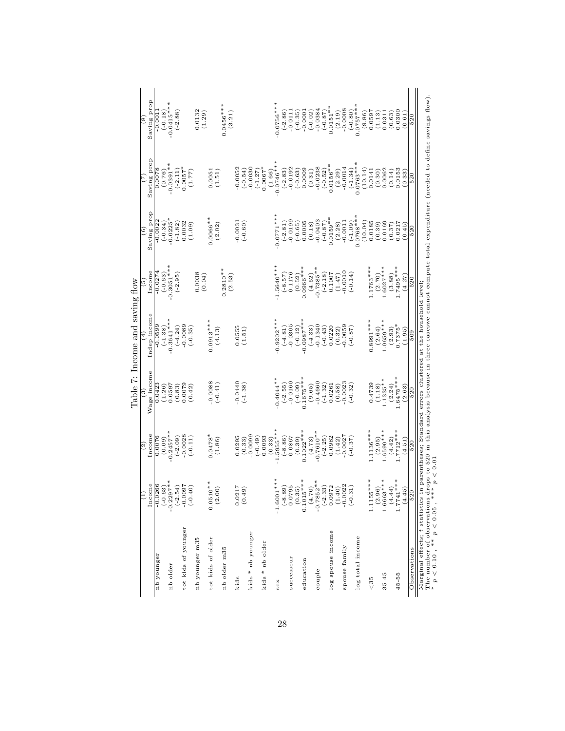Table 7: Income and saving flow

| | (1) | (2) | (3) | (4) | (5) | (6) | (7) | (8) |
|---|---|---|---|---|---|---|---|---|
| | Income | Income | Wage income | Indep income | Income | Saving prop | Saving prop | Saving prop |
| nb younger | -0.0266 | 0.0076 | 0.0423 | -0.0599 | -0.0274 | -0.0022 | 0.0078 | -0.0011 |
| | (-0.63) | (0.09) | (1.26) | (-1.38) | (-0.63) | (-0.34) | (0.76) | (-0.18) |
| nb older | -0.2297** | -0.2457** | 0.0597 | -0.3641*** | -0.3051*** | -0.0225* | -0.0391** | -0.0415*** |
| | (-2.54) | (-2.09) | (0.83) | (-4.24) | (-2.95) | (-1.82) | (-2.11) | (-2.88) |
| tot kids of younger | -0.0097 | -0.0028 | 0.0079 | -0.0089 | | 0.0032 | 0.0057* | |
| | (-0.40) | (-0.11) | (0.42) | (-0.35) | | (1.09) | (1.77) | |
| nb younger m35 | | | | | 0.0038 | | | 0.0132 |
| | | | | | (0.04) | | | (1.29) |
| tot kids of older | 0.0510** | 0.0478* | -0.0088 | 0.0913*** | | 0.0066** | 0.0051 | |
| | (2.00) | (1.86) | (-0.41) | (4.13) | | (2.02) | (1.51) | |
| nb older m35 | | | | | 0.2810** | | | 0.0456*** |
| | | | | | (2.53) | | | (3.21) |
| kids | 0.0217 | 0.0295 | -0.0440 | 0.0555 | | -0.0031 | -0.0052 | |
| | (0.49) | (0.33) | (-1.38) | (1.51) | | (-0.60) | (-0.54) | |
| kids * nb younger | | -0.0099 | | | | | -0.0030 | |
| | | (-0.49) | | | | | (-1.27) | |
| kids * nb older | | 0.0093 | | | | | 0.0067* | |
| | | (0.33) | | | | | (1.66) | |
| sex | -1.6001*** | -1.5955*** | -0.4044** | -0.9202*** | -1.5640*** | -0.0771*** | -0.0746*** | -0.0756*** |
| | (-8.89) | (-8.86) | (-2.55) | (-4.81) | (-8.57) | (-2.81) | (-2.83) | (-2.86) |
| successeur | 0.0795 | 0.0867 | -0.0160 | -0.0305 | 0.1176 | -0.0199 | -0.0192 | -0.0111 |
| | (0.35) | (0.39) | (-0.09) | (-0.12) | (0.52) | (-0.65) | (-0.63) | (-0.35) |
| education | 0.1015*** | 0.1022*** | 0.1675*** | -0.0987*** | 0.0966*** | 0.0005 | 0.0009 | -0.0001 |
| | (4.70) | (4.73) | (9.65) | (-4.33) | (4.52) | (0.18) | (0.31) | (-0.02) |
| couple | -0.7852** | -0.7610** | -0.4660 | -0.1340 | -0.7385** | -0.0403 | -0.0238 | -0.0384 |
| | (-2.33) | (-2.25) | (-1.32) | (-0.43) | (-2.18) | (-0.87) | (-0.52) | (-0.87) |
| log spouse income | 0.0972 | 0.0982 | 0.0261 | 0.0220 | 0.1007 | 0.0159** | 0.0156** | 0.0151** |
| | (1.40) | (1.42) | (0.58) | (0.32) | (1.47) | (2.28) | (2.29) | (2.19) |
| spouse family | -0.0022 | -0.0027 | -0.0023 | -0.0059 | -0.0010 | -0.0011 | -0.0014 | -0.0008 |
| | (-0.31) | (-0.37) | (-0.32) | (-0.87) | (-0.14) | (-1.09) | (-1.34) | (-0.80) |
| log total income | | | | | | 0.0768*** | 0.0763*** | 0.0757*** |
| | | | | | | (10.04) | (10.14) | (9.86) |
| <35 | 1.1155*** | 1.1136*** | 0.4739 | 0.8991*** | 1.1763*** | 0.0185 | 0.0141 | 0.0597 |
| | (2.96) | (2.95) | (1.18) | (2.64) | (2.70) | (0.39) | (0.30) | (1.13) |
| 35-45 | 1.6663*** | 1.6590*** | 1.1335** | 1.0659*** | 1.6027*** | 0.0169 | 0.0062 | 0.0311 |
| | (4.44) | (4.42) | (2.24) | (2.93) | (3.88) | (0.37) | (0.14) | (0.63) |
| 45-55 | 1.7741*** | 1.7712*** | 1.6475*** | 0.7375* | 1.7495*** | 0.0217 | 0.0153 | 0.0300 |
| | (4.45) | (4.51) | (2.63) | (1.95) | (4.27) | (0.45) | (0.33) | (0.61) |
| Observations | 520 | 520 | 520 | 509 | 520 | 520 | 520 | 520 |

Marginal effects; $t$ statistics in parentheses; Standard errors clustered at the household level;
The number of observations drops to 520 in this analysis because in three caseswe cannot compute total expenditure (needed to define savings flow).
* $p < 0.10$, ** $p < 0.05$, *** $p < 0.01$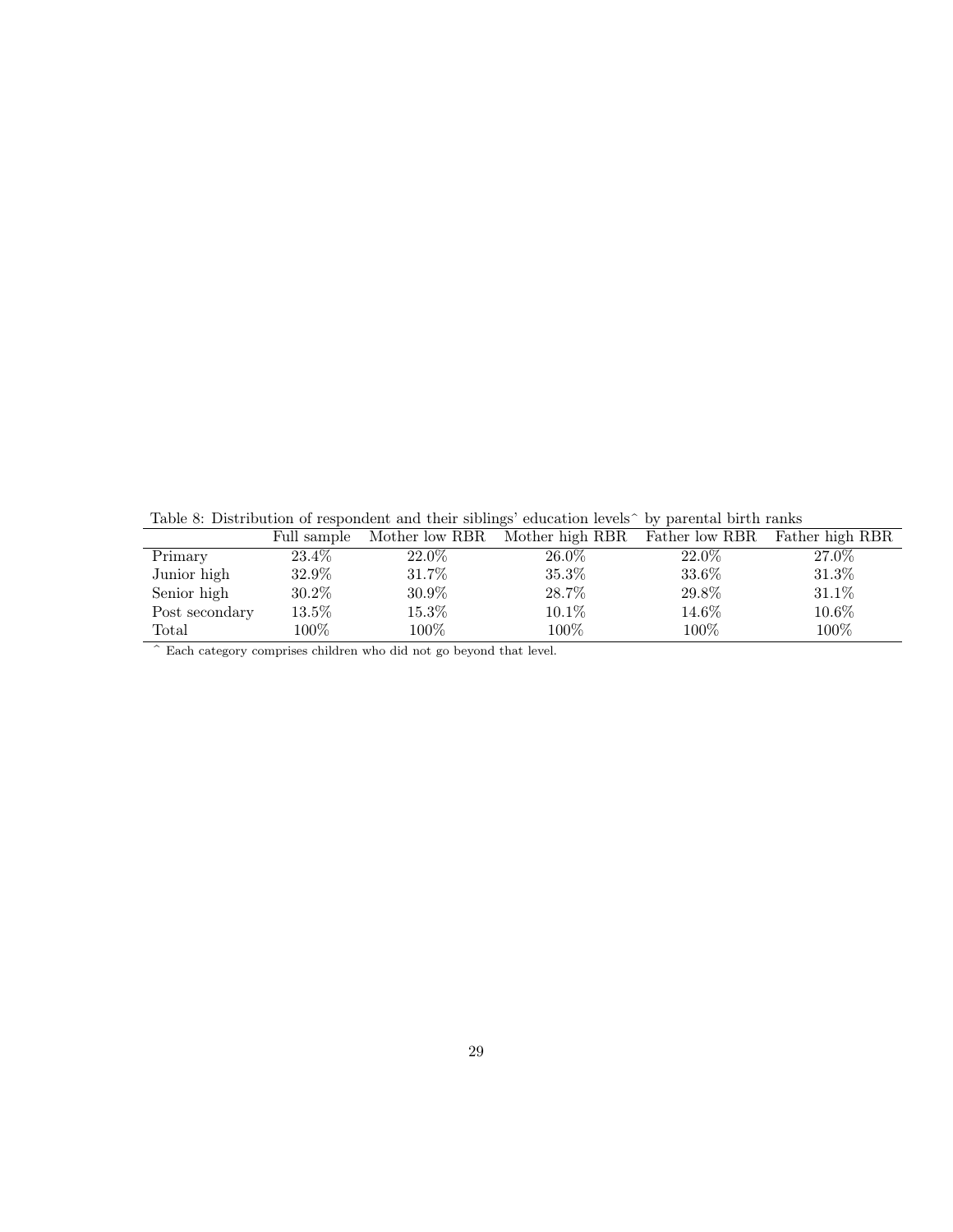Table 8: Distribution of respondent and their siblings' education levels^ by parental birth ranks

| | Full sample | Mother low RBR | Mother high RBR | Father low RBR | Father high RBR |
|---|---|---|---|---|---|
| Primary | 23.4% | 22.0% | 26.0% | 22.0% | 27.0% |
| Junior high | 32.9% | 31.7% | 35.3% | 33.6% | 31.3% |
| Senior high | 30.2% | 30.9% | 28.7% | 29.8% | 31.1% |
| Post secondary | 13.5% | 15.3% | 10.1% | 14.6% | 10.6% |
| Total | 100% | 100% | 100% | 100% | 100% |

^ Each category comprises children who did not go beyond that level.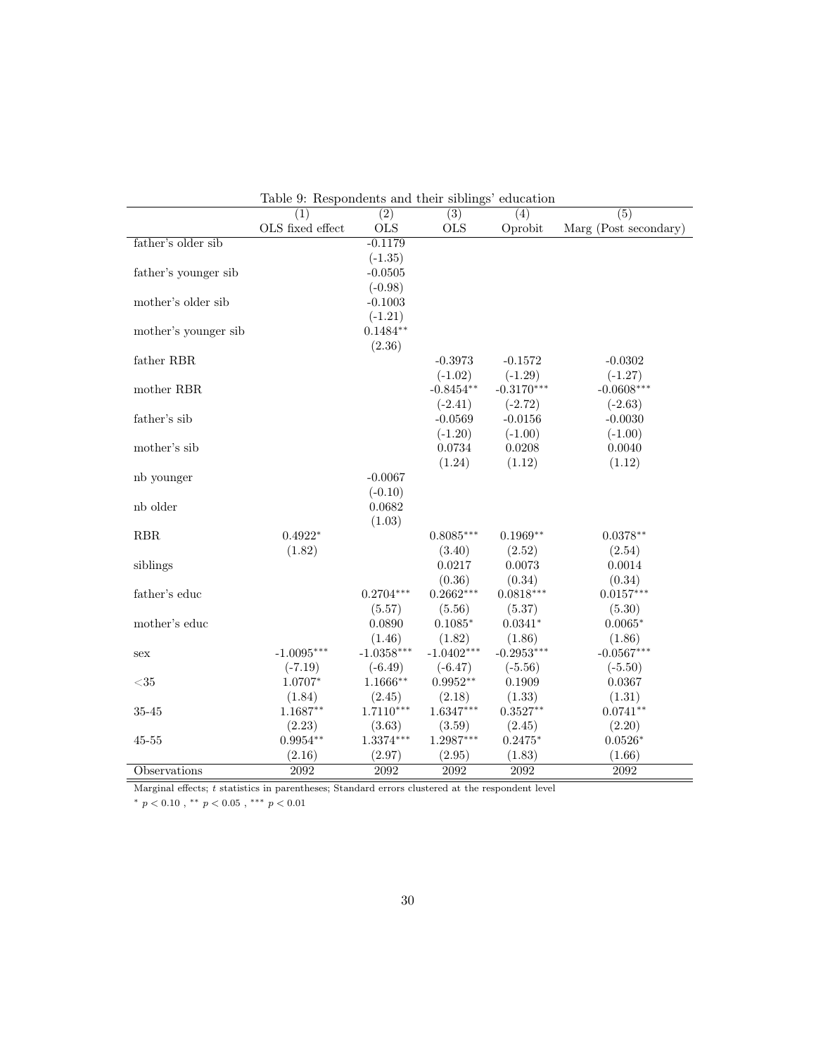Table 9: Respondents and their siblings' education

| | (1) | (2) | (3) | (4) | (5) |
|---|---|---|---|---|---|
| | OLS fixed effect | OLS | OLS | Oprobit | Marg (Post secondary) |
| father's older sib | | -0.1179 | | | |
| | | (-1.35) | | | |
| father's younger sib | | -0.0505 | | | |
| | | (-0.98) | | | |
| mother's older sib | | -0.1003 | | | |
| | | (-1.21) | | | |
| mother's younger sib | | 0.1484** | | | |
| | | (2.36) | | | |
| father RBR | | | -0.3973 | -0.1572 | -0.0302 |
| | | | (-1.02) | (-1.29) | (-1.27) |
| mother RBR | | | -0.8454** | -0.3170*** | -0.0608*** |
| | | | (-2.41) | (-2.72) | (-2.63) |
| father's sib | | | -0.0569 | -0.0156 | -0.0030 |
| | | | (-1.20) | (-1.00) | (-1.00) |
| mother's sib | | | 0.0734 | 0.0208 | 0.0040 |
| | | | (1.24) | (1.12) | (1.12) |
| nb younger | | -0.0067 | | | |
| | | (-0.10) | | | |
| nb older | | 0.0682 | | | |
| | | (1.03) | | | |
| RBR | 0.4922* | | 0.8085*** | 0.1969** | 0.0378** |
| | (1.82) | | (3.40) | (2.52) | (2.54) |
| siblings | | | 0.0217 | 0.0073 | 0.0014 |
| | | | (0.36) | (0.34) | (0.34) |
| father's educ | | 0.2704*** | 0.2662*** | 0.0818*** | 0.0157*** |
| | | (5.57) | (5.56) | (5.37) | (5.30) |
| mother's educ | | 0.0890 | 0.1085* | 0.0341* | 0.0065* |
| | | (1.46) | (1.82) | (1.86) | (1.86) |
| sex | -1.0095*** | -1.0358*** | -1.0402*** | -0.2953*** | -0.0567*** |
| | (-7.19) | (-6.49) | (-6.47) | (-5.56) | (-5.50) |
| <35 | 1.0707* | 1.1666** | 0.9952** | 0.1909 | 0.0367 |
| | (1.84) | (2.45) | (2.18) | (1.33) | (1.31) |
| 35-45 | 1.1687** | 1.7110*** | 1.6347*** | 0.3527** | 0.0741** |
| | (2.23) | (3.63) | (3.59) | (2.45) | (2.20) |
| 45-55 | 0.9954** | 1.3374*** | 1.2987*** | 0.2475* | 0.0526* |
| | (2.16) | (2.97) | (2.95) | (1.83) | (1.66) |
| Observations | 2092 | 2092 | 2092 | 2092 | 2092 |

Marginal effects; $t$ statistics in parentheses; Standard errors clustered at the respondent level

* $p < 0.10$ , ** $p < 0.05$ , *** $p < 0.01$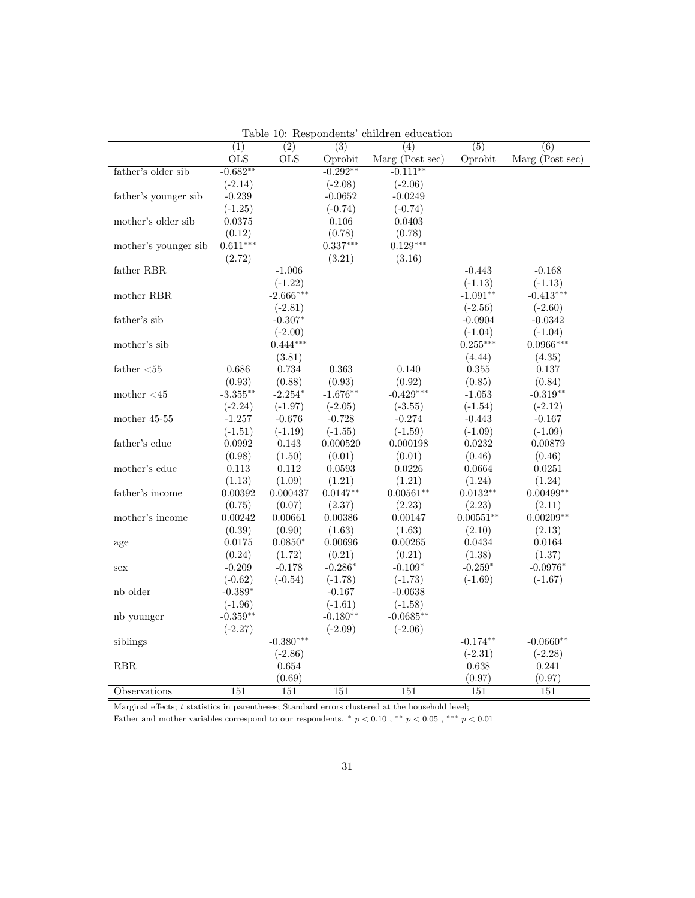Table 10: Respondents' children education

| | (1) | (2) | (3) | (4) | (5) | (6) |
|---|---|---|---|---|---|---|
| | OLS | OLS | Oprobit | Marg (Post sec) | Oprobit | Marg (Post sec) |
| father's older sib | -0.682** | | -0.292** | -0.111** | | |
| | (-2.14) | | (-2.08) | (-2.06) | | |
| father's younger sib | -0.239 | | -0.0652 | -0.0249 | | |
| | (-1.25) | | (-0.74) | (-0.74) | | |
| mother's older sib | 0.0375 | | 0.106 | 0.0403 | | |
| | (0.12) | | (0.78) | (0.78) | | |
| mother's younger sib | 0.611*** | | 0.337*** | 0.129*** | | |
| | (2.72) | | (3.21) | (3.16) | | |
| father RBR | | -1.006 | | | -0.443 | -0.168 |
| | | (-1.22) | | | (-1.13) | (-1.13) |
| mother RBR | | -2.666*** | | | -1.091** | -0.413*** |
| | | (-2.81) | | | (-2.56) | (-2.60) |
| father's sib | | -0.307* | | | -0.0904 | -0.0342 |
| | | (-2.00) | | | (-1.04) | (-1.04) |
| mother's sib | | 0.444*** | | | 0.255*** | 0.0966*** |
| | | (3.81) | | | (4.44) | (4.35) |
| father <55 | 0.686 | 0.734 | 0.363 | 0.140 | 0.355 | 0.137 |
| | (0.93) | (0.88) | (0.93) | (0.92) | (0.85) | (0.84) |
| mother <45 | -3.355** | -2.254* | -1.676** | -0.429*** | -1.053 | -0.319** |
| | (-2.24) | (-1.97) | (-2.05) | (-3.55) | (-1.54) | (-2.12) |
| mother 45-55 | -1.257 | -0.676 | -0.728 | -0.274 | -0.443 | -0.167 |
| | (-1.51) | (-1.19) | (-1.55) | (-1.59) | (-1.09) | (-1.09) |
| father's educ | 0.0992 | 0.143 | 0.000520 | 0.000198 | 0.0232 | 0.00879 |
| | (0.98) | (1.50) | (0.01) | (0.01) | (0.46) | (0.46) |
| mother's educ | 0.113 | 0.112 | 0.0593 | 0.0226 | 0.0664 | 0.0251 |
| | (1.13) | (1.09) | (1.21) | (1.21) | (1.24) | (1.24) |
| father's income | 0.00392 | 0.000437 | 0.0147** | 0.00561** | 0.0132** | 0.00499** |
| | (0.75) | (0.07) | (2.37) | (2.23) | (2.23) | (2.11) |
| mother's income | 0.00242 | 0.00661 | 0.00386 | 0.00147 | 0.00551** | 0.00209** |
| | (0.39) | (0.90) | (1.63) | (1.63) | (2.10) | (2.13) |
| age | 0.0175 | 0.0850* | 0.00696 | 0.00265 | 0.0434 | 0.0164 |
| | (0.24) | (1.72) | (0.21) | (0.21) | (1.38) | (1.37) |
| sex | -0.209 | -0.178 | -0.286* | -0.109* | -0.259* | -0.0976* |
| | (-0.62) | (-0.54) | (-1.78) | (-1.73) | (-1.69) | (-1.67) |
| nb older | -0.389* | | -0.167 | -0.0638 | | |
| | (-1.96) | | (-1.61) | (-1.58) | | |
| nb younger | -0.359** | | -0.180** | -0.0685** | | |
| | (-2.27) | | (-2.09) | (-2.06) | | |
| siblings | | -0.380*** | | | -0.174** | -0.0660** |
| | | (-2.86) | | | (-2.31) | (-2.28) |
| RBR | | 0.654 | | | 0.638 | 0.241 |
| | | (0.69) | | | (0.97) | (0.97) |
| Observations | 151 | 151 | 151 | 151 | 151 | 151 |

Marginal effects; $t$ statistics in parentheses; Standard errors clustered at the household level;
Father and mother variables correspond to our respondents. * $p < 0.10$ , ** $p < 0.05$ , *** $p < 0.01$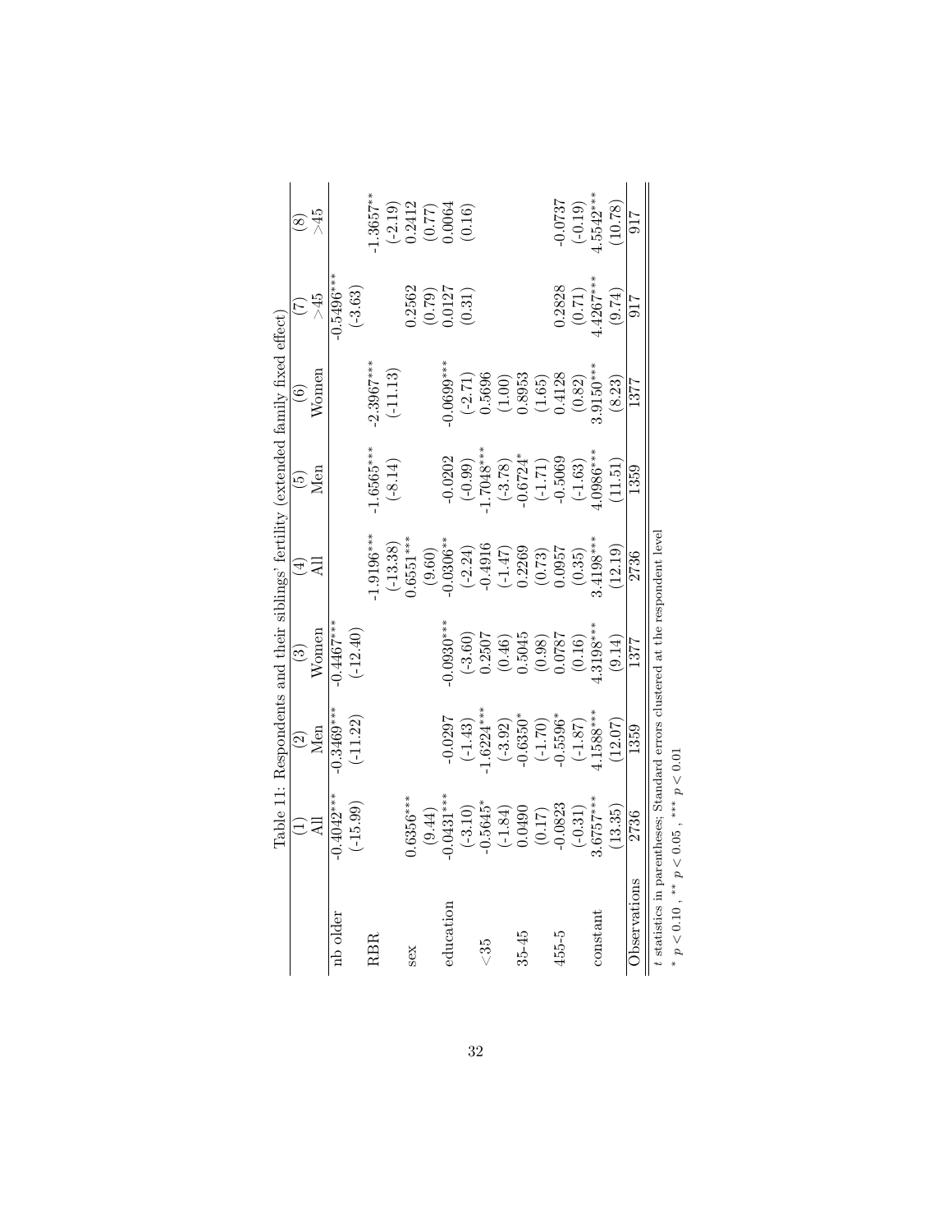Table 11: Respondents and their siblings' fertility (extended family fixed effect)

| | (1) | (2) | (3) | (4) | (5) | (6) | (7) | (8) |
|---|---|---|---|---|---|---|---|---|
| | All | Men | Women | All | Men | Women | >45 | >45 |
| nb older | -0.4042*** | -0.3469*** | -0.4467*** | | | | -0.5496*** | |
| | (-15.99) | (-11.22) | (-12.40) | | | | (-3.63) | |
| RBR | | | | -1.9196*** | -1.6565*** | -2.3967*** | | -1.3657** |
| | | | | (-13.38) | (-8.14) | (-11.13) | | (-2.19) |
| sex | 0.6356*** | | | 0.6551*** | | | 0.2562 | 0.2412 |
| | (9.44) | | | (9.60) | | | (0.79) | (0.77) |
| education | -0.0431*** | -0.0297 | -0.0930*** | -0.0306** | -0.0202 | -0.0699*** | 0.0127 | 0.0064 |
| | (-3.10) | (-1.43) | (-3.60) | (-2.24) | (-0.99) | (-2.71) | (0.31) | (0.16) |
| <35 | -0.5645* | -1.6224*** | 0.2507 | -0.4916 | -1.7048*** | 0.5696 | | |
| | (-1.84) | (-3.92) | (0.46) | (-1.47) | (-3.78) | (1.00) | | |
| 35-45 | 0.0490 | -0.6350* | 0.5045 | 0.2269 | -0.6724* | 0.8953 | | |
| | (0.17) | (-1.70) | (0.98) | (0.73) | (-1.71) | (1.65) | | |
| 455-5 | -0.0823 | -0.5596* | 0.0787 | 0.0957 | -0.5069 | 0.4128 | 0.2828 | -0.0737 |
| | (-0.31) | (-1.87) | (0.16) | (0.35) | (-1.63) | (0.82) | (0.71) | (-0.19) |
| constant | 3.6757*** | 4.1588*** | 4.3198*** | 3.4198*** | 4.0986*** | 3.9150*** | 4.4267*** | 4.5542*** |
| | (13.35) | (12.07) | (9.14) | (12.19) | (11.51) | (8.23) | (9.74) | (10.78) |
| Observations | 2736 | 1359 | 1377 | 2736 | 1359 | 1377 | 917 | 917 |

$t$ statistics in parentheses; Standard errors clustered at the respondent level

* $p < 0.10$ , ** $p < 0.05$ , *** $p < 0.01$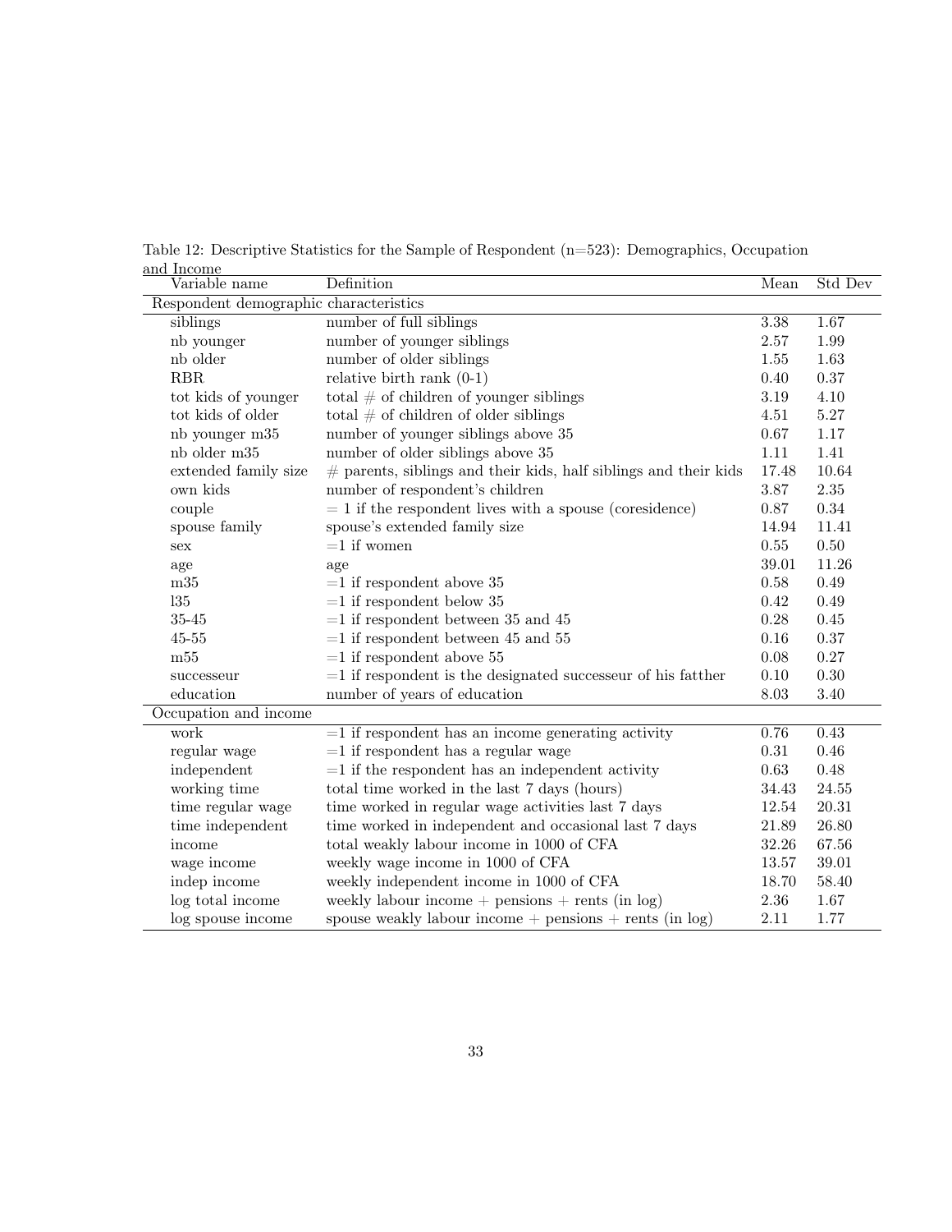Table 12: Descriptive Statistics for the Sample of Respondent (n=523): Demographics, Occupation and Income

| Variable name | Definition | Mean | Std Dev |
|---|---|---|---|
| Respondent demographic characteristics | | | |
| siblings | number of full siblings | 3.38 | 1.67 |
| nb younger | number of younger siblings | 2.57 | 1.99 |
| nb older | number of older siblings | 1.55 | 1.63 |
| RBR | relative birth rank (0-1) | 0.40 | 0.37 |
| tot kids of younger | total # of children of younger siblings | 3.19 | 4.10 |
| tot kids of older | total # of children of older siblings | 4.51 | 5.27 |
| nb younger m35 | number of younger siblings above 35 | 0.67 | 1.17 |
| nb older m35 | number of older siblings above 35 | 1.11 | 1.41 |
| extended family size | # parents, siblings and their kids, half siblings and their kids | 17.48 | 10.64 |
| own kids | number of respondent's children | 3.87 | 2.35 |
| couple | = 1 if the respondent lives with a spouse (coresidence) | 0.87 | 0.34 |
| spouse family | spouse's extended family size | 14.94 | 11.41 |
| sex | =1 if women | 0.55 | 0.50 |
| age | age | 39.01 | 11.26 |
| m35 | =1 if respondent above 35 | 0.58 | 0.49 |
| l35 | =1 if respondent below 35 | 0.42 | 0.49 |
| 35-45 | =1 if respondent between 35 and 45 | 0.28 | 0.45 |
| 45-55 | =1 if respondent between 45 and 55 | 0.16 | 0.37 |
| m55 | =1 if respondent above 55 | 0.08 | 0.27 |
| successeur | =1 if respondent is the designated successeur of his fatther | 0.10 | 0.30 |
| education | number of years of education | 8.03 | 3.40 |
| Occupation and income | | | |
| work | =1 if respondent has an income generating activity | 0.76 | 0.43 |
| regular wage | =1 if respondent has a regular wage | 0.31 | 0.46 |
| independent | =1 if the respondent has an independent activity | 0.63 | 0.48 |
| working time | total time worked in the last 7 days (hours) | 34.43 | 24.55 |
| time regular wage | time worked in regular wage activities last 7 days | 12.54 | 20.31 |
| time independent | time worked in independent and occasional last 7 days | 21.89 | 26.80 |
| income | total weakly labour income in 1000 of CFA | 32.26 | 67.56 |
| wage income | weekly wage income in 1000 of CFA | 13.57 | 39.01 |
| indep income | weekly independent income in 1000 of CFA | 18.70 | 58.40 |
| log total income | weekly labour income + pensions + rents (in log) | 2.36 | 1.67 |
| log spouse income | spouse weakly labour income + pensions + rents (in log) | 2.11 | 1.77 |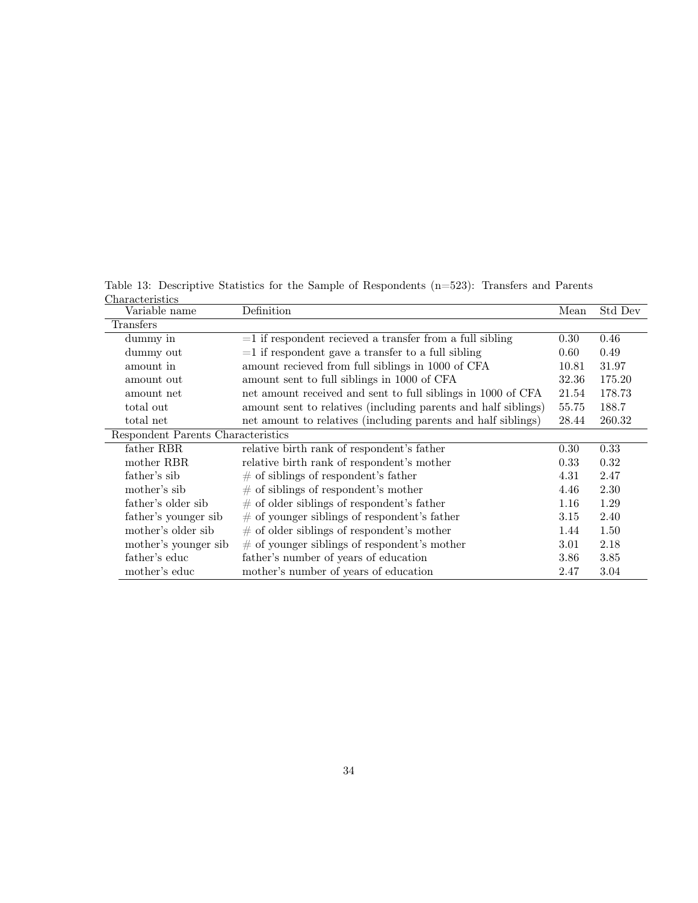Table 13: Descriptive Statistics for the Sample of Respondents (n=523): Transfers and Parents Characteristics

| Variable name | Definition | Mean | Std Dev |
|---|---|---|---|
| Transfers | | | |
| dummy in | =1 if respondent recieved a transfer from a full sibling | 0.30 | 0.46 |
| dummy out | =1 if respondent gave a transfer to a full sibling | 0.60 | 0.49 |
| amount in | amount recieved from full siblings in 1000 of CFA | 10.81 | 31.97 |
| amount out | amount sent to full siblings in 1000 of CFA | 32.36 | 175.20 |
| amount net | net amount received and sent to full siblings in 1000 of CFA | 21.54 | 178.73 |
| total out | amount sent to relatives (including parents and half siblings) | 55.75 | 188.7 |
| total net | net amount to relatives (including parents and half siblings) | 28.44 | 260.32 |
| Respondent Parents Characteristics | | | |
| father RBR | relative birth rank of respondent's father | 0.30 | 0.33 |
| mother RBR | relative birth rank of respondent's mother | 0.33 | 0.32 |
| father's sib | # of siblings of respondent's father | 4.31 | 2.47 |
| mother's sib | # of siblings of respondent's mother | 4.46 | 2.30 |
| father's older sib | # of older siblings of respondent's father | 1.16 | 1.29 |
| father's younger sib | # of younger siblings of respondent's father | 3.15 | 2.40 |
| mother's older sib | # of older siblings of respondent's mother | 1.44 | 1.50 |
| mother's younger sib | # of younger siblings of respondent's mother | 3.01 | 2.18 |
| father's educ | father's number of years of education | 3.86 | 3.85 |
| mother's educ | mother's number of years of education | 2.47 | 3.04 |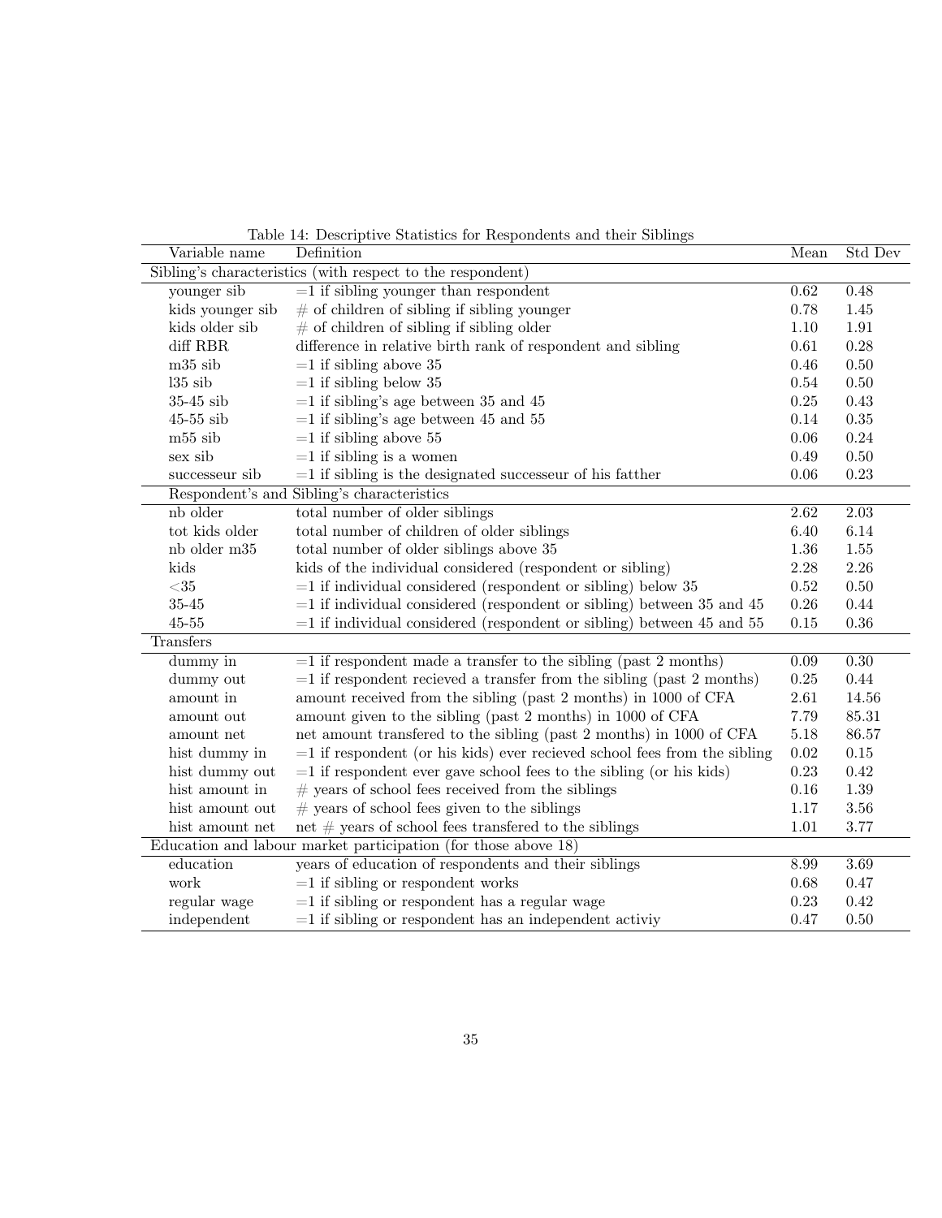Table 14: Descriptive Statistics for Respondents and their Siblings

| Variable name | Definition | Mean | Std Dev |
|---|---|---|---|
| Sibling's characteristics (with respect to the respondent) | | | |
| younger sib | =1 if sibling younger than respondent | 0.62 | 0.48 |
| kids younger sib | # of children of sibling if sibling younger | 0.78 | 1.45 |
| kids older sib | # of children of sibling if sibling older | 1.10 | 1.91 |
| diff RBR | difference in relative birth rank of respondent and sibling | 0.61 | 0.28 |
| m35 sib | =1 if sibling above 35 | 0.46 | 0.50 |
| l35 sib | =1 if sibling below 35 | 0.54 | 0.50 |
| 35-45 sib | =1 if sibling's age between 35 and 45 | 0.25 | 0.43 |
| 45-55 sib | =1 if sibling's age between 45 and 55 | 0.14 | 0.35 |
| m55 sib | =1 if sibling above 55 | 0.06 | 0.24 |
| sex sib | =1 if sibling is a women | 0.49 | 0.50 |
| successeur sib | =1 if sibling is the designated successeur of his fatther | 0.06 | 0.23 |
| Respondent's and Sibling's characteristics | | | |
| nb older | total number of older siblings | 2.62 | 2.03 |
| tot kids older | total number of children of older siblings | 6.40 | 6.14 |
| nb older m35 | total number of older siblings above 35 | 1.36 | 1.55 |
| kids | kids of the individual considered (respondent or sibling) | 2.28 | 2.26 |
| <35 | =1 if individual considered (respondent or sibling) below 35 | 0.52 | 0.50 |
| 35-45 | =1 if individual considered (respondent or sibling) between 35 and 45 | 0.26 | 0.44 |
| 45-55 | =1 if individual considered (respondent or sibling) between 45 and 55 | 0.15 | 0.36 |
| Transfers | | | |
| dummy in | =1 if respondent made a transfer to the sibling (past 2 months) | 0.09 | 0.30 |
| dummy out | =1 if respondent recieved a transfer from the sibling (past 2 months) | 0.25 | 0.44 |
| amount in | amount received from the sibling (past 2 months) in 1000 of CFA | 2.61 | 14.56 |
| amount out | amount given to the sibling (past 2 months) in 1000 of CFA | 7.79 | 85.31 |
| amount net | net amount transfered to the sibling (past 2 months) in 1000 of CFA | 5.18 | 86.57 |
| hist dummy in | =1 if respondent (or his kids) ever recieved school fees from the sibling | 0.02 | 0.15 |
| hist dummy out | =1 if respondent ever gave school fees to the sibling (or his kids) | 0.23 | 0.42 |
| hist amount in | # years of school fees received from the siblings | 0.16 | 1.39 |
| hist amount out | # years of school fees given to the siblings | 1.17 | 3.56 |
| hist amount net | net # years of school fees transfered to the siblings | 1.01 | 3.77 |
| Education and labour market participation (for those above 18) | | | |
| education | years of education of respondents and their siblings | 8.99 | 3.69 |
| work | =1 if sibling or respondent works | 0.68 | 0.47 |
| regular wage | =1 if sibling or respondent has a regular wage | 0.23 | 0.42 |
| independent | =1 if sibling or respondent has an independent activiy | 0.47 | 0.50 |